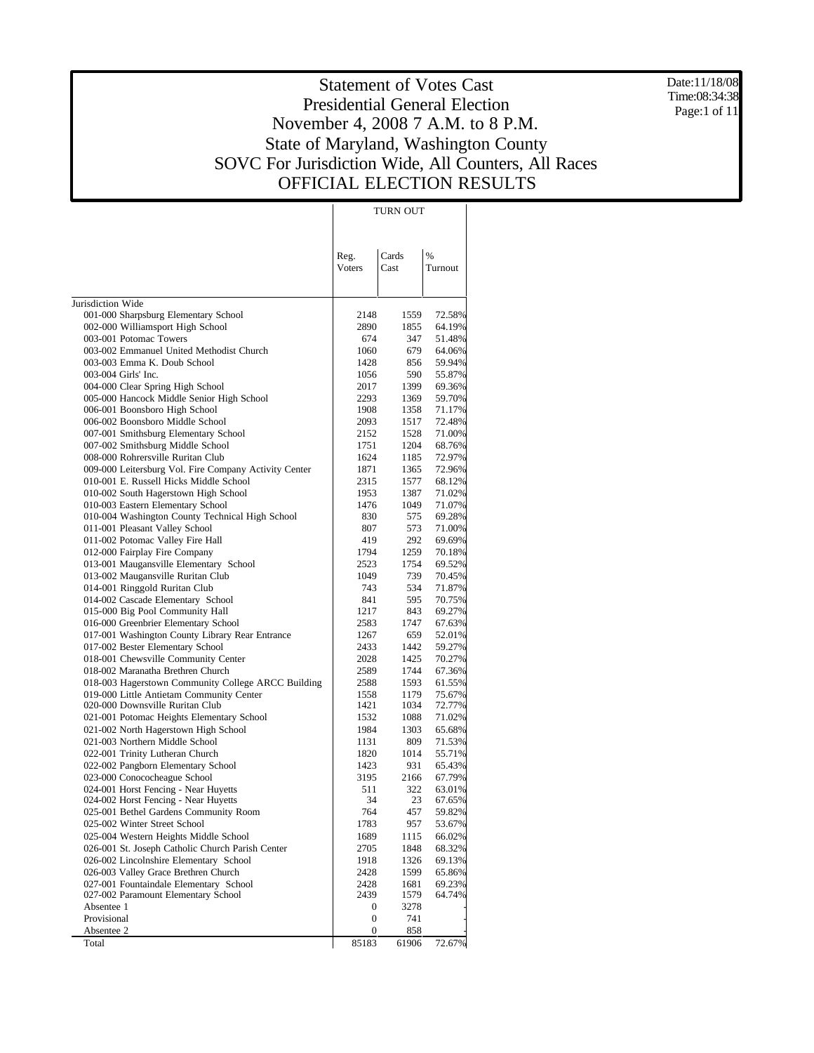# Statement of Votes Cast
## Presidential General Election
## November 4, 2008 7 A.M. to 8 P.M.
## State of Maryland, Washington County
## SOVC For Jurisdiction Wide, All Counters, All Races
## OFFICIAL ELECTION RESULTS

Date:11/18/08
Time:08:34:38

| | TURN OUT | | |
|---|---|---|---|
| | Reg. Voters | Cards Cast | % Turnout |
| Jurisdiction Wide | | | |
| 001-000 Sharpsburg Elementary School | 2148 | 1559 | 72.58% |
| 002-000 Williamsport High School | 2890 | 1855 | 64.19% |
| 003-001 Potomac Towers | 674 | 347 | 51.48% |
| 003-002 Emmanuel United Methodist Church | 1060 | 679 | 64.06% |
| 003-003 Emma K. Doub School | 1428 | 856 | 59.94% |
| 003-004 Girls' Inc. | 1056 | 590 | 55.87% |
| 004-000 Clear Spring High School | 2017 | 1399 | 69.36% |
| 005-000 Hancock Middle Senior High School | 2293 | 1369 | 59.70% |
| 006-001 Boonsboro High School | 1908 | 1358 | 71.17% |
| 006-002 Boonsboro Middle School | 2093 | 1517 | 72.48% |
| 007-001 Smithsburg Elementary School | 2152 | 1528 | 71.00% |
| 007-002 Smithsburg Middle School | 1751 | 1204 | 68.76% |
| 008-000 Rohrersville Ruritan Club | 1624 | 1185 | 72.97% |
| 009-000 Leitersburg Vol. Fire Company Activity Center | 1871 | 1365 | 72.96% |
| 010-001 E. Russell Hicks Middle School | 2315 | 1577 | 68.12% |
| 010-002 South Hagerstown High School | 1953 | 1387 | 71.02% |
| 010-003 Eastern Elementary School | 1476 | 1049 | 71.07% |
| 010-004 Washington County Technical High School | 830 | 575 | 69.28% |
| 011-001 Pleasant Valley School | 807 | 573 | 71.00% |
| 011-002 Potomac Valley Fire Hall | 419 | 292 | 69.69% |
| 012-000 Fairplay Fire Company | 1794 | 1259 | 70.18% |
| 013-001 Maugansville Elementary School | 2523 | 1754 | 69.52% |
| 013-002 Maugansville Ruritan Club | 1049 | 739 | 70.45% |
| 014-001 Ringgold Ruritan Club | 743 | 534 | 71.87% |
| 014-002 Cascade Elementary School | 841 | 595 | 70.75% |
| 015-000 Big Pool Community Hall | 1217 | 843 | 69.27% |
| 016-000 Greenbrier Elementary School | 2583 | 1747 | 67.63% |
| 017-001 Washington County Library Rear Entrance | 1267 | 659 | 52.01% |
| 017-002 Bester Elementary School | 2433 | 1442 | 59.27% |
| 018-001 Chewsville Community Center | 2028 | 1425 | 70.27% |
| 018-002 Maranatha Brethren Church | 2589 | 1744 | 67.36% |
| 018-003 Hagerstown Community College ARCC Building | 2588 | 1593 | 61.55% |
| 019-000 Little Antietam Community Center | 1558 | 1179 | 75.67% |
| 020-000 Downsville Ruritan Club | 1421 | 1034 | 72.77% |
| 021-001 Potomac Heights Elementary School | 1532 | 1088 | 71.02% |
| 021-002 North Hagerstown High School | 1984 | 1303 | 65.68% |
| 021-003 Northern Middle School | 1131 | 809 | 71.53% |
| 022-001 Trinity Lutheran Church | 1820 | 1014 | 55.71% |
| 022-002 Pangborn Elementary School | 1423 | 931 | 65.43% |
| 023-000 Conococheague School | 3195 | 2166 | 67.79% |
| 024-001 Horst Fencing - Near Huyetts | 511 | 322 | 63.01% |
| 024-002 Horst Fencing - Near Huyetts | 34 | 23 | 67.65% |
| 025-001 Bethel Gardens Community Room | 764 | 457 | 59.82% |
| 025-002 Winter Street School | 1783 | 957 | 53.67% |
| 025-004 Western Heights Middle School | 1689 | 1115 | 66.02% |
| 026-001 St. Joseph Catholic Church Parish Center | 2705 | 1848 | 68.32% |
| 026-002 Lincolnshire Elementary School | 1918 | 1326 | 69.13% |
| 026-003 Valley Grace Brethren Church | 2428 | 1599 | 65.86% |
| 027-001 Fountaindale Elementary School | 2428 | 1681 | 69.23% |
| 027-002 Paramount Elementary School | 2439 | 1579 | 64.74% |
| Absentee 1 | 0 | 3278 | - |
| Provisional | 0 | 741 | - |
| Absentee 2 | 0 | 858 | - |
| Total | 85183 | 61906 | 72.67% |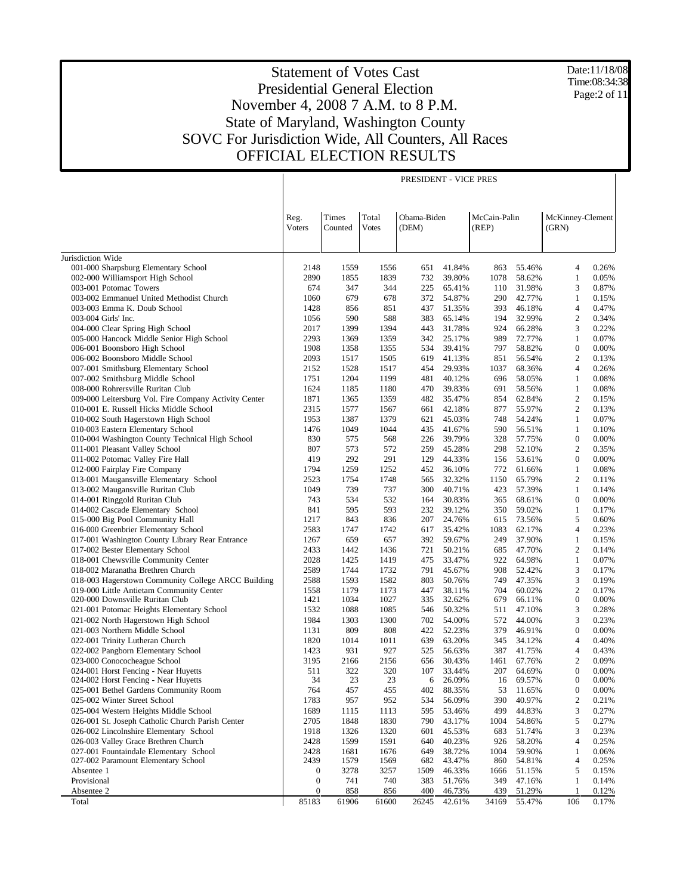# Statement of Votes Cast
## Presidential General Election
## November 4, 2008 7 A.M. to 8 P.M.
## State of Maryland, Washington County
## SOVC For Jurisdiction Wide, All Counters, All Races
## OFFICIAL ELECTION RESULTS

Date:11/18/08
Time:08:34:38

| | PRESIDENT - VICE PRES | | | | | | | | |
|---|---|---|---|---|---|---|---|---|---|
| | Reg. Voters | Times Counted | Total Votes | Obama-Biden (DEM) | | McCain-Palin (REP) | | McKinney-Clement (GRN) | |
| Jurisdiction Wide | | | | | | | | | |
| 001-000 Sharpsburg Elementary School | 2148 | 1559 | 1556 | 651 | 41.84% | 863 | 55.46% | 4 | 0.26% |
| 002-000 Williamsport High School | 2890 | 1855 | 1839 | 732 | 39.80% | 1078 | 58.62% | 1 | 0.05% |
| 003-001 Potomac Towers | 674 | 347 | 344 | 225 | 65.41% | 110 | 31.98% | 3 | 0.87% |
| 003-002 Emmanuel United Methodist Church | 1060 | 679 | 678 | 372 | 54.87% | 290 | 42.77% | 1 | 0.15% |
| 003-003 Emma K. Doub School | 1428 | 856 | 851 | 437 | 51.35% | 393 | 46.18% | 4 | 0.47% |
| 003-004 Girls' Inc. | 1056 | 590 | 588 | 383 | 65.14% | 194 | 32.99% | 2 | 0.34% |
| 004-000 Clear Spring High School | 2017 | 1399 | 1394 | 443 | 31.78% | 924 | 66.28% | 3 | 0.22% |
| 005-000 Hancock Middle Senior High School | 2293 | 1369 | 1359 | 342 | 25.17% | 989 | 72.77% | 1 | 0.07% |
| 006-001 Boonsboro High School | 1908 | 1358 | 1355 | 534 | 39.41% | 797 | 58.82% | 0 | 0.00% |
| 006-002 Boonsboro Middle School | 2093 | 1517 | 1505 | 619 | 41.13% | 851 | 56.54% | 2 | 0.13% |
| 007-001 Smithsburg Elementary School | 2152 | 1528 | 1517 | 454 | 29.93% | 1037 | 68.36% | 4 | 0.26% |
| 007-002 Smithsburg Middle School | 1751 | 1204 | 1199 | 481 | 40.12% | 696 | 58.05% | 1 | 0.08% |
| 008-000 Rohrersville Ruritan Club | 1624 | 1185 | 1180 | 470 | 39.83% | 691 | 58.56% | 1 | 0.08% |
| 009-000 Leitersburg Vol. Fire Company Activity Center | 1871 | 1365 | 1359 | 482 | 35.47% | 854 | 62.84% | 2 | 0.15% |
| 010-001 E. Russell Hicks Middle School | 2315 | 1577 | 1567 | 661 | 42.18% | 877 | 55.97% | 2 | 0.13% |
| 010-002 South Hagerstown High School | 1953 | 1387 | 1379 | 621 | 45.03% | 748 | 54.24% | 1 | 0.07% |
| 010-003 Eastern Elementary School | 1476 | 1049 | 1044 | 435 | 41.67% | 590 | 56.51% | 1 | 0.10% |
| 010-004 Washington County Technical High School | 830 | 575 | 568 | 226 | 39.79% | 328 | 57.75% | 0 | 0.00% |
| 011-001 Pleasant Valley School | 807 | 573 | 572 | 259 | 45.28% | 298 | 52.10% | 2 | 0.35% |
| 011-002 Potomac Valley Fire Hall | 419 | 292 | 291 | 129 | 44.33% | 156 | 53.61% | 0 | 0.00% |
| 012-000 Fairplay Fire Company | 1794 | 1259 | 1252 | 452 | 36.10% | 772 | 61.66% | 1 | 0.08% |
| 013-001 Maugansville Elementary School | 2523 | 1754 | 1748 | 565 | 32.32% | 1150 | 65.79% | 2 | 0.11% |
| 013-002 Maugansville Ruritan Club | 1049 | 739 | 737 | 300 | 40.71% | 423 | 57.39% | 1 | 0.14% |
| 014-001 Ringgold Ruritan Club | 743 | 534 | 532 | 164 | 30.83% | 365 | 68.61% | 0 | 0.00% |
| 014-002 Cascade Elementary School | 841 | 595 | 593 | 232 | 39.12% | 350 | 59.02% | 1 | 0.17% |
| 015-000 Big Pool Community Hall | 1217 | 843 | 836 | 207 | 24.76% | 615 | 73.56% | 5 | 0.60% |
| 016-000 Greenbrier Elementary School | 2583 | 1747 | 1742 | 617 | 35.42% | 1083 | 62.17% | 4 | 0.23% |
| 017-001 Washington County Library Rear Entrance | 1267 | 659 | 657 | 392 | 59.67% | 249 | 37.90% | 1 | 0.15% |
| 017-002 Bester Elementary School | 2433 | 1442 | 1436 | 721 | 50.21% | 685 | 47.70% | 2 | 0.14% |
| 018-001 Chewsville Community Center | 2028 | 1425 | 1419 | 475 | 33.47% | 922 | 64.98% | 1 | 0.07% |
| 018-002 Maranatha Brethren Church | 2589 | 1744 | 1732 | 791 | 45.67% | 908 | 52.42% | 3 | 0.17% |
| 018-003 Hagerstown Community College ARCC Building | 2588 | 1593 | 1582 | 803 | 50.76% | 749 | 47.35% | 3 | 0.19% |
| 019-000 Little Antietam Community Center | 1558 | 1179 | 1173 | 447 | 38.11% | 704 | 60.02% | 2 | 0.17% |
| 020-000 Downsville Ruritan Club | 1421 | 1034 | 1027 | 335 | 32.62% | 679 | 66.11% | 0 | 0.00% |
| 021-001 Potomac Heights Elementary School | 1532 | 1088 | 1085 | 546 | 50.32% | 511 | 47.10% | 3 | 0.28% |
| 021-002 North Hagerstown High School | 1984 | 1303 | 1300 | 702 | 54.00% | 572 | 44.00% | 3 | 0.23% |
| 021-003 Northern Middle School | 1131 | 809 | 808 | 422 | 52.23% | 379 | 46.91% | 0 | 0.00% |
| 022-001 Trinity Lutheran Church | 1820 | 1014 | 1011 | 639 | 63.20% | 345 | 34.12% | 4 | 0.40% |
| 022-002 Pangborn Elementary School | 1423 | 931 | 927 | 525 | 56.63% | 387 | 41.75% | 4 | 0.43% |
| 023-000 Conococheague School | 3195 | 2166 | 2156 | 656 | 30.43% | 1461 | 67.76% | 2 | 0.09% |
| 024-001 Horst Fencing - Near Huyetts | 511 | 322 | 320 | 107 | 33.44% | 207 | 64.69% | 0 | 0.00% |
| 024-002 Horst Fencing - Near Huyetts | 34 | 23 | 23 | 6 | 26.09% | 16 | 69.57% | 0 | 0.00% |
| 025-001 Bethel Gardens Community Room | 764 | 457 | 455 | 402 | 88.35% | 53 | 11.65% | 0 | 0.00% |
| 025-002 Winter Street School | 1783 | 957 | 952 | 534 | 56.09% | 390 | 40.97% | 2 | 0.21% |
| 025-004 Western Heights Middle School | 1689 | 1115 | 1113 | 595 | 53.46% | 499 | 44.83% | 3 | 0.27% |
| 026-001 St. Joseph Catholic Church Parish Center | 2705 | 1848 | 1830 | 790 | 43.17% | 1004 | 54.86% | 5 | 0.27% |
| 026-002 Lincolnshire Elementary School | 1918 | 1326 | 1320 | 601 | 45.53% | 683 | 51.74% | 3 | 0.23% |
| 026-003 Valley Grace Brethren Church | 2428 | 1599 | 1591 | 640 | 40.23% | 926 | 58.20% | 4 | 0.25% |
| 027-001 Fountaindale Elementary School | 2428 | 1681 | 1676 | 649 | 38.72% | 1004 | 59.90% | 1 | 0.06% |
| 027-002 Paramount Elementary School | 2439 | 1579 | 1569 | 682 | 43.47% | 860 | 54.81% | 4 | 0.25% |
| Absentee 1 | 0 | 3278 | 3257 | 1509 | 46.33% | 1666 | 51.15% | 5 | 0.15% |
| Provisional | 0 | 741 | 740 | 383 | 51.76% | 349 | 47.16% | 1 | 0.14% |
| Absentee 2 | 0 | 858 | 856 | 400 | 46.73% | 439 | 51.29% | 1 | 0.12% |
| Total | 85183 | 61906 | 61600 | 26245 | 42.61% | 34169 | 55.47% | 106 | 0.17% |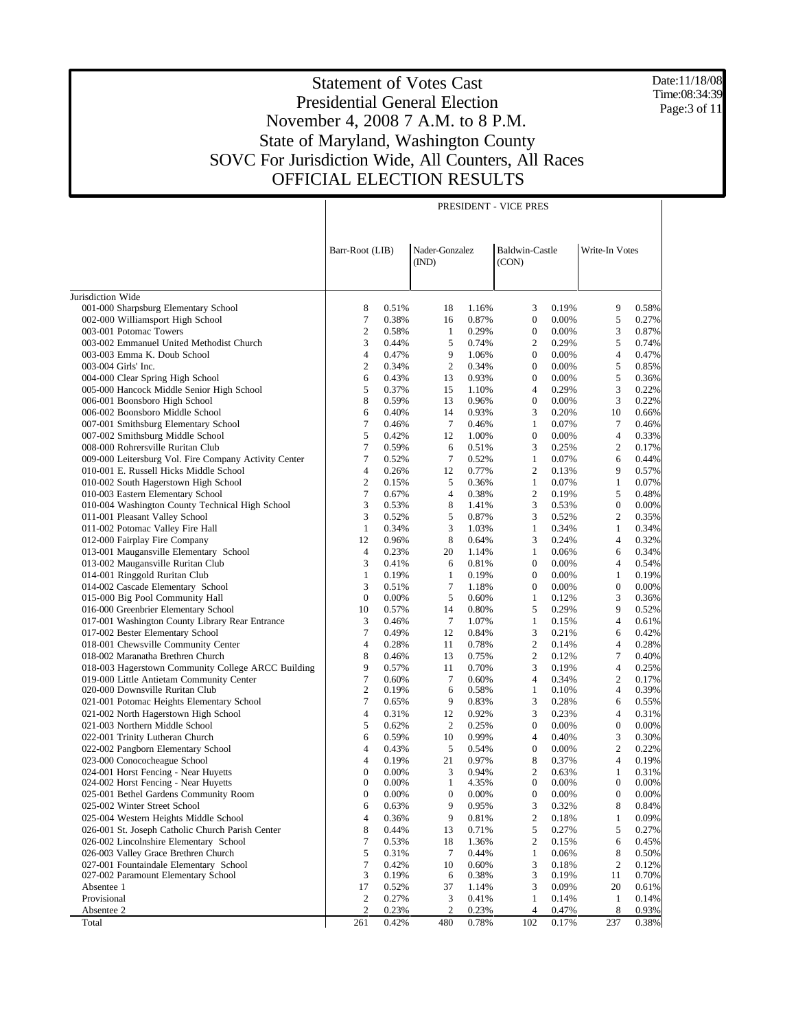# Statement of Votes Cast
## Presidential General Election
## November 4, 2008 7 A.M. to 8 P.M.
## State of Maryland, Washington County
## SOVC For Jurisdiction Wide, All Counters, All Races
## OFFICIAL ELECTION RESULTS

Date:11/18/08
Time:08:34:39

| | PRESIDENT - VICE PRES | | | | | | | |
|---|---|---|---|---|---|---|---|---|
| | Barr-Root (LIB) | | Nader-Gonzalez (IND) | | Baldwin-Castle (CON) | | Write-In Votes | |
| Jurisdiction Wide | | | | | | | | |
| 001-000 Sharpsburg Elementary School | 8 | 0.51% | 18 | 1.16% | 3 | 0.19% | 9 | 0.58% |
| 002-000 Williamsport High School | 7 | 0.38% | 16 | 0.87% | 0 | 0.00% | 5 | 0.27% |
| 003-001 Potomac Towers | 2 | 0.58% | 1 | 0.29% | 0 | 0.00% | 3 | 0.87% |
| 003-002 Emmanuel United Methodist Church | 3 | 0.44% | 5 | 0.74% | 2 | 0.29% | 5 | 0.74% |
| 003-003 Emma K. Doub School | 4 | 0.47% | 9 | 1.06% | 0 | 0.00% | 4 | 0.47% |
| 003-004 Girls' Inc. | 2 | 0.34% | 2 | 0.34% | 0 | 0.00% | 5 | 0.85% |
| 004-000 Clear Spring High School | 6 | 0.43% | 13 | 0.93% | 0 | 0.00% | 5 | 0.36% |
| 005-000 Hancock Middle Senior High School | 5 | 0.37% | 15 | 1.10% | 4 | 0.29% | 3 | 0.22% |
| 006-001 Boonsboro High School | 8 | 0.59% | 13 | 0.96% | 0 | 0.00% | 3 | 0.22% |
| 006-002 Boonsboro Middle School | 6 | 0.40% | 14 | 0.93% | 3 | 0.20% | 10 | 0.66% |
| 007-001 Smithsburg Elementary School | 7 | 0.46% | 7 | 0.46% | 1 | 0.07% | 7 | 0.46% |
| 007-002 Smithsburg Middle School | 5 | 0.42% | 12 | 1.00% | 0 | 0.00% | 4 | 0.33% |
| 008-000 Rohrersville Ruritan Club | 7 | 0.59% | 6 | 0.51% | 3 | 0.25% | 2 | 0.17% |
| 009-000 Leitersburg Vol. Fire Company Activity Center | 7 | 0.52% | 7 | 0.52% | 1 | 0.07% | 6 | 0.44% |
| 010-001 E. Russell Hicks Middle School | 4 | 0.26% | 12 | 0.77% | 2 | 0.13% | 9 | 0.57% |
| 010-002 South Hagerstown High School | 2 | 0.15% | 5 | 0.36% | 1 | 0.07% | 1 | 0.07% |
| 010-003 Eastern Elementary School | 7 | 0.67% | 4 | 0.38% | 2 | 0.19% | 5 | 0.48% |
| 010-004 Washington County Technical High School | 3 | 0.53% | 8 | 1.41% | 3 | 0.53% | 0 | 0.00% |
| 011-001 Pleasant Valley School | 3 | 0.52% | 5 | 0.87% | 3 | 0.52% | 2 | 0.35% |
| 011-002 Potomac Valley Fire Hall | 1 | 0.34% | 3 | 1.03% | 1 | 0.34% | 1 | 0.34% |
| 012-000 Fairplay Fire Company | 12 | 0.96% | 8 | 0.64% | 3 | 0.24% | 4 | 0.32% |
| 013-001 Maugansville Elementary School | 4 | 0.23% | 20 | 1.14% | 1 | 0.06% | 6 | 0.34% |
| 013-002 Maugansville Ruritan Club | 3 | 0.41% | 6 | 0.81% | 0 | 0.00% | 4 | 0.54% |
| 014-001 Ringgold Ruritan Club | 1 | 0.19% | 1 | 0.19% | 0 | 0.00% | 1 | 0.19% |
| 014-002 Cascade Elementary School | 3 | 0.51% | 7 | 1.18% | 0 | 0.00% | 0 | 0.00% |
| 015-000 Big Pool Community Hall | 0 | 0.00% | 5 | 0.60% | 1 | 0.12% | 3 | 0.36% |
| 016-000 Greenbrier Elementary School | 10 | 0.57% | 14 | 0.80% | 5 | 0.29% | 9 | 0.52% |
| 017-001 Washington County Library Rear Entrance | 3 | 0.46% | 7 | 1.07% | 1 | 0.15% | 4 | 0.61% |
| 017-002 Bester Elementary School | 7 | 0.49% | 12 | 0.84% | 3 | 0.21% | 6 | 0.42% |
| 018-001 Chewsville Community Center | 4 | 0.28% | 11 | 0.78% | 2 | 0.14% | 4 | 0.28% |
| 018-002 Maranatha Brethren Church | 8 | 0.46% | 13 | 0.75% | 2 | 0.12% | 7 | 0.40% |
| 018-003 Hagerstown Community College ARCC Building | 9 | 0.57% | 11 | 0.70% | 3 | 0.19% | 4 | 0.25% |
| 019-000 Little Antietam Community Center | 7 | 0.60% | 7 | 0.60% | 4 | 0.34% | 2 | 0.17% |
| 020-000 Downsville Ruritan Club | 2 | 0.19% | 6 | 0.58% | 1 | 0.10% | 4 | 0.39% |
| 021-001 Potomac Heights Elementary School | 7 | 0.65% | 9 | 0.83% | 3 | 0.28% | 6 | 0.55% |
| 021-002 North Hagerstown High School | 4 | 0.31% | 12 | 0.92% | 3 | 0.23% | 4 | 0.31% |
| 021-003 Northern Middle School | 5 | 0.62% | 2 | 0.25% | 0 | 0.00% | 0 | 0.00% |
| 022-001 Trinity Lutheran Church | 6 | 0.59% | 10 | 0.99% | 4 | 0.40% | 3 | 0.30% |
| 022-002 Pangborn Elementary School | 4 | 0.43% | 5 | 0.54% | 0 | 0.00% | 2 | 0.22% |
| 023-000 Conococheague School | 4 | 0.19% | 21 | 0.97% | 8 | 0.37% | 4 | 0.19% |
| 024-001 Horst Fencing - Near Huyetts | 0 | 0.00% | 3 | 0.94% | 2 | 0.63% | 1 | 0.31% |
| 024-002 Horst Fencing - Near Huyetts | 0 | 0.00% | 1 | 4.35% | 0 | 0.00% | 0 | 0.00% |
| 025-001 Bethel Gardens Community Room | 0 | 0.00% | 0 | 0.00% | 0 | 0.00% | 0 | 0.00% |
| 025-002 Winter Street School | 6 | 0.63% | 9 | 0.95% | 3 | 0.32% | 8 | 0.84% |
| 025-004 Western Heights Middle School | 4 | 0.36% | 9 | 0.81% | 2 | 0.18% | 1 | 0.09% |
| 026-001 St. Joseph Catholic Church Parish Center | 8 | 0.44% | 13 | 0.71% | 5 | 0.27% | 5 | 0.27% |
| 026-002 Lincolnshire Elementary School | 7 | 0.53% | 18 | 1.36% | 2 | 0.15% | 6 | 0.45% |
| 026-003 Valley Grace Brethren Church | 5 | 0.31% | 7 | 0.44% | 1 | 0.06% | 8 | 0.50% |
| 027-001 Fountaindale Elementary School | 7 | 0.42% | 10 | 0.60% | 3 | 0.18% | 2 | 0.12% |
| 027-002 Paramount Elementary School | 3 | 0.19% | 6 | 0.38% | 3 | 0.19% | 11 | 0.70% |
| Absentee 1 | 17 | 0.52% | 37 | 1.14% | 3 | 0.09% | 20 | 0.61% |
| Provisional | 2 | 0.27% | 3 | 0.41% | 1 | 0.14% | 1 | 0.14% |
| Absentee 2 | 2 | 0.23% | 2 | 0.23% | 4 | 0.47% | 8 | 0.93% |
| Total | 261 | 0.42% | 480 | 0.78% | 102 | 0.17% | 237 | 0.38% |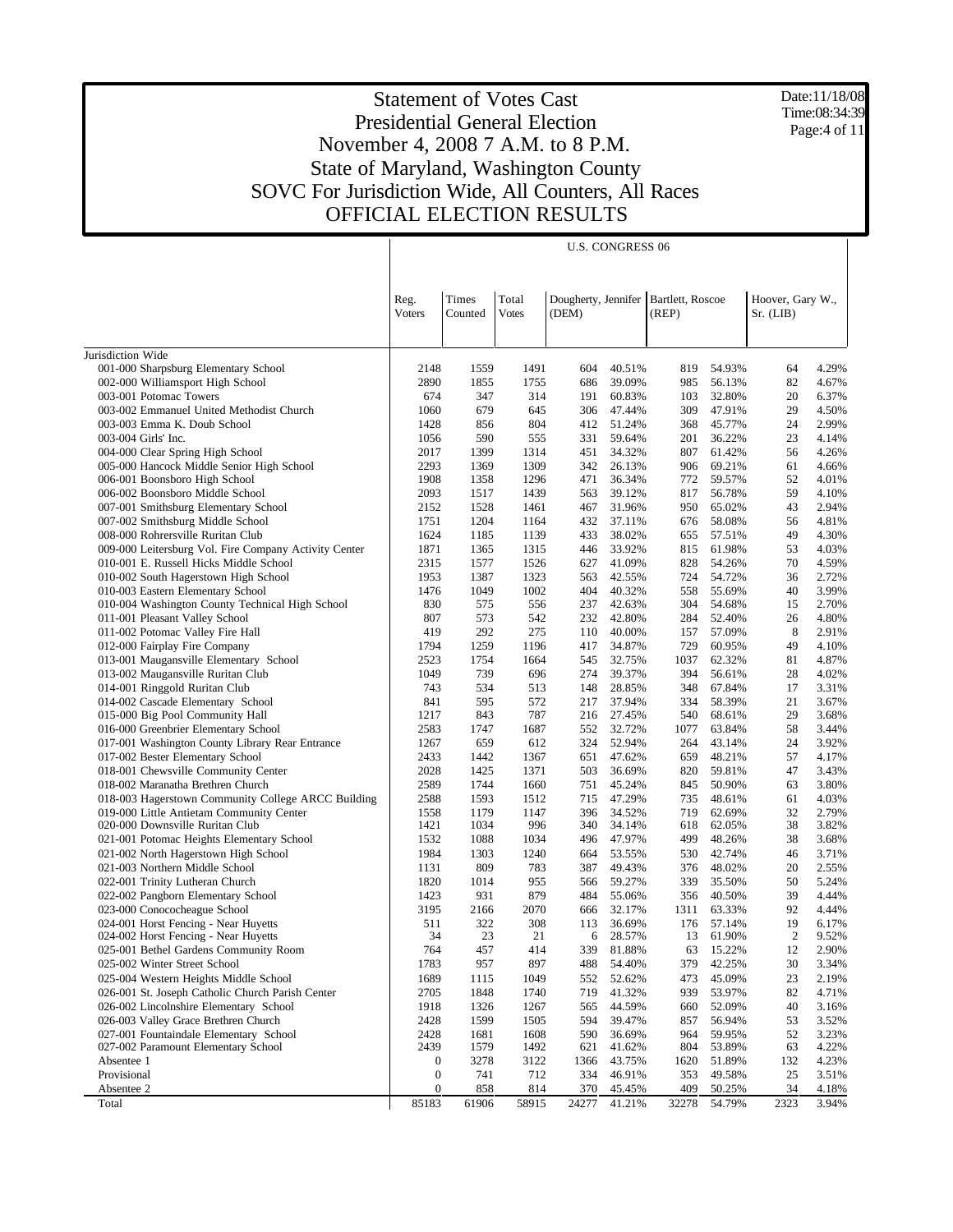# Statement of Votes Cast
## Presidential General Election
## November 4, 2008 7 A.M. to 8 P.M.
## State of Maryland, Washington County
## SOVC For Jurisdiction Wide, All Counters, All Races
## OFFICIAL ELECTION RESULTS

Date:11/18/08
Time:08:34:39

U.S. CONGRESS 06

| | Reg. Voters | Times Counted | Total Votes | Dougherty, Jennifer (DEM) | | Bartlett, Roscoe (REP) | | Hoover, Gary W., Sr. (LIB) | |
|---|---|---|---|---|---|---|---|---|---|
| Jurisdiction Wide | | | | | | | | | |
| 001-000 Sharpsburg Elementary School | 2148 | 1559 | 1491 | 604 | 40.51% | 819 | 54.93% | 64 | 4.29% |
| 002-000 Williamsport High School | 2890 | 1855 | 1755 | 686 | 39.09% | 985 | 56.13% | 82 | 4.67% |
| 003-001 Potomac Towers | 674 | 347 | 314 | 191 | 60.83% | 103 | 32.80% | 20 | 6.37% |
| 003-002 Emmanuel United Methodist Church | 1060 | 679 | 645 | 306 | 47.44% | 309 | 47.91% | 29 | 4.50% |
| 003-003 Emma K. Doub School | 1428 | 856 | 804 | 412 | 51.24% | 368 | 45.77% | 24 | 2.99% |
| 003-004 Girls' Inc. | 1056 | 590 | 555 | 331 | 59.64% | 201 | 36.22% | 23 | 4.14% |
| 004-000 Clear Spring High School | 2017 | 1399 | 1314 | 451 | 34.32% | 807 | 61.42% | 56 | 4.26% |
| 005-000 Hancock Middle Senior High School | 2293 | 1369 | 1309 | 342 | 26.13% | 906 | 69.21% | 61 | 4.66% |
| 006-001 Boonsboro High School | 1908 | 1358 | 1296 | 471 | 36.34% | 772 | 59.57% | 52 | 4.01% |
| 006-002 Boonsboro Middle School | 2093 | 1517 | 1439 | 563 | 39.12% | 817 | 56.78% | 59 | 4.10% |
| 007-001 Smithsburg Elementary School | 2152 | 1528 | 1461 | 467 | 31.96% | 950 | 65.02% | 43 | 2.94% |
| 007-002 Smithsburg Middle School | 1751 | 1204 | 1164 | 432 | 37.11% | 676 | 58.08% | 56 | 4.81% |
| 008-000 Rohrersville Ruritan Club | 1624 | 1185 | 1139 | 433 | 38.02% | 655 | 57.51% | 49 | 4.30% |
| 009-000 Leitersburg Vol. Fire Company Activity Center | 1871 | 1365 | 1315 | 446 | 33.92% | 815 | 61.98% | 53 | 4.03% |
| 010-001 E. Russell Hicks Middle School | 2315 | 1577 | 1526 | 627 | 41.09% | 828 | 54.26% | 70 | 4.59% |
| 010-002 South Hagerstown High School | 1953 | 1387 | 1323 | 563 | 42.55% | 724 | 54.72% | 36 | 2.72% |
| 010-003 Eastern Elementary School | 1476 | 1049 | 1002 | 404 | 40.32% | 558 | 55.69% | 40 | 3.99% |
| 010-004 Washington County Technical High School | 830 | 575 | 556 | 237 | 42.63% | 304 | 54.68% | 15 | 2.70% |
| 011-001 Pleasant Valley School | 807 | 573 | 542 | 232 | 42.80% | 284 | 52.40% | 26 | 4.80% |
| 011-002 Potomac Valley Fire Hall | 419 | 292 | 275 | 110 | 40.00% | 157 | 57.09% | 8 | 2.91% |
| 012-000 Fairplay Fire Company | 1794 | 1259 | 1196 | 417 | 34.87% | 729 | 60.95% | 49 | 4.10% |
| 013-001 Maugansville Elementary School | 2523 | 1754 | 1664 | 545 | 32.75% | 1037 | 62.32% | 81 | 4.87% |
| 013-002 Maugansville Ruritan Club | 1049 | 739 | 696 | 274 | 39.37% | 394 | 56.61% | 28 | 4.02% |
| 014-001 Ringgold Ruritan Club | 743 | 534 | 513 | 148 | 28.85% | 348 | 67.84% | 17 | 3.31% |
| 014-002 Cascade Elementary School | 841 | 595 | 572 | 217 | 37.94% | 334 | 58.39% | 21 | 3.67% |
| 015-000 Big Pool Community Hall | 1217 | 843 | 787 | 216 | 27.45% | 540 | 68.61% | 29 | 3.68% |
| 016-000 Greenbrier Elementary School | 2583 | 1747 | 1687 | 552 | 32.72% | 1077 | 63.84% | 58 | 3.44% |
| 017-001 Washington County Library Rear Entrance | 1267 | 659 | 612 | 324 | 52.94% | 264 | 43.14% | 24 | 3.92% |
| 017-002 Bester Elementary School | 2433 | 1442 | 1367 | 651 | 47.62% | 659 | 48.21% | 57 | 4.17% |
| 018-001 Chewsville Community Center | 2028 | 1425 | 1371 | 503 | 36.69% | 820 | 59.81% | 47 | 3.43% |
| 018-002 Maranatha Brethren Church | 2589 | 1744 | 1660 | 751 | 45.24% | 845 | 50.90% | 63 | 3.80% |
| 018-003 Hagerstown Community College ARCC Building | 2588 | 1593 | 1512 | 715 | 47.29% | 735 | 48.61% | 61 | 4.03% |
| 019-000 Little Antietam Community Center | 1558 | 1179 | 1147 | 396 | 34.52% | 719 | 62.69% | 32 | 2.79% |
| 020-000 Downsville Ruritan Club | 1421 | 1034 | 996 | 340 | 34.14% | 618 | 62.05% | 38 | 3.82% |
| 021-001 Potomac Heights Elementary School | 1532 | 1088 | 1034 | 496 | 47.97% | 499 | 48.26% | 38 | 3.68% |
| 021-002 North Hagerstown High School | 1984 | 1303 | 1240 | 664 | 53.55% | 530 | 42.74% | 46 | 3.71% |
| 021-003 Northern Middle School | 1131 | 809 | 783 | 387 | 49.43% | 376 | 48.02% | 20 | 2.55% |
| 022-001 Trinity Lutheran Church | 1820 | 1014 | 955 | 566 | 59.27% | 339 | 35.50% | 50 | 5.24% |
| 022-002 Pangborn Elementary School | 1423 | 931 | 879 | 484 | 55.06% | 356 | 40.50% | 39 | 4.44% |
| 023-000 Conococheague School | 3195 | 2166 | 2070 | 666 | 32.17% | 1311 | 63.33% | 92 | 4.44% |
| 024-001 Horst Fencing - Near Huyetts | 511 | 322 | 308 | 113 | 36.69% | 176 | 57.14% | 19 | 6.17% |
| 024-002 Horst Fencing - Near Huyetts | 34 | 23 | 21 | 6 | 28.57% | 13 | 61.90% | 2 | 9.52% |
| 025-001 Bethel Gardens Community Room | 764 | 457 | 414 | 339 | 81.88% | 63 | 15.22% | 12 | 2.90% |
| 025-002 Winter Street School | 1783 | 957 | 897 | 488 | 54.40% | 379 | 42.25% | 30 | 3.34% |
| 025-004 Western Heights Middle School | 1689 | 1115 | 1049 | 552 | 52.62% | 473 | 45.09% | 23 | 2.19% |
| 026-001 St. Joseph Catholic Church Parish Center | 2705 | 1848 | 1740 | 719 | 41.32% | 939 | 53.97% | 82 | 4.71% |
| 026-002 Lincolnshire Elementary School | 1918 | 1326 | 1267 | 565 | 44.59% | 660 | 52.09% | 40 | 3.16% |
| 026-003 Valley Grace Brethren Church | 2428 | 1599 | 1505 | 594 | 39.47% | 857 | 56.94% | 53 | 3.52% |
| 027-001 Fountaindale Elementary School | 2428 | 1681 | 1608 | 590 | 36.69% | 964 | 59.95% | 52 | 3.23% |
| 027-002 Paramount Elementary School | 2439 | 1579 | 1492 | 621 | 41.62% | 804 | 53.89% | 63 | 4.22% |
| Absentee 1 | 0 | 3278 | 3122 | 1366 | 43.75% | 1620 | 51.89% | 132 | 4.23% |
| Provisional | 0 | 741 | 712 | 334 | 46.91% | 353 | 49.58% | 25 | 3.51% |
| Absentee 2 | 0 | 858 | 814 | 370 | 45.45% | 409 | 50.25% | 34 | 4.18% |
| Total | 85183 | 61906 | 58915 | 24277 | 41.21% | 32278 | 54.79% | 2323 | 3.94% |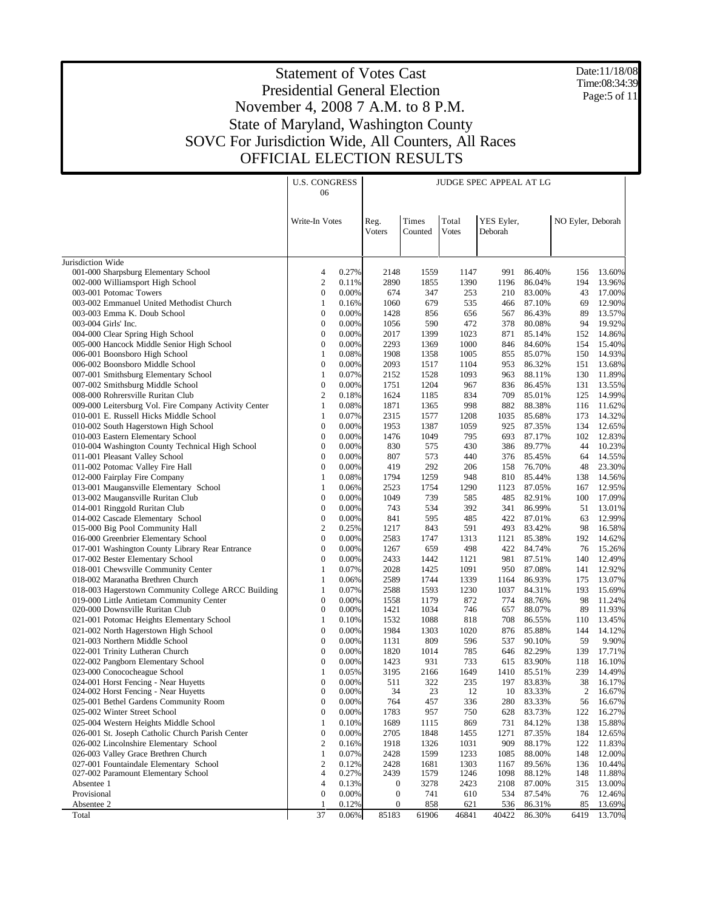# Statement of Votes Cast
## Presidential General Election
## November 4, 2008 7 A.M. to 8 P.M.
## State of Maryland, Washington County
## SOVC For Jurisdiction Wide, All Counters, All Races
## OFFICIAL ELECTION RESULTS

Date:11/18/08
Time:08:34:39

| | U.S. CONGRESS 06 | | JUDGE SPEC APPEAL AT LG | | | | | | |
|---|---|---|---|---|---|---|---|---|---|
| | Write-In Votes | | Reg. Voters | Times Counted | Total Votes | YES Eyler, Deborah | | NO Eyler, Deborah | |
| Jurisdiction Wide | | | | | | | | | |
| 001-000 Sharpsburg Elementary School | 4 | 0.27% | 2148 | 1559 | 1147 | 991 | 86.40% | 156 | 13.60% |
| 002-000 Williamsport High School | 2 | 0.11% | 2890 | 1855 | 1390 | 1196 | 86.04% | 194 | 13.96% |
| 003-001 Potomac Towers | 0 | 0.00% | 674 | 347 | 253 | 210 | 83.00% | 43 | 17.00% |
| 003-002 Emmanuel United Methodist Church | 1 | 0.16% | 1060 | 679 | 535 | 466 | 87.10% | 69 | 12.90% |
| 003-003 Emma K. Doub School | 0 | 0.00% | 1428 | 856 | 656 | 567 | 86.43% | 89 | 13.57% |
| 003-004 Girls' Inc. | 0 | 0.00% | 1056 | 590 | 472 | 378 | 80.08% | 94 | 19.92% |
| 004-000 Clear Spring High School | 0 | 0.00% | 2017 | 1399 | 1023 | 871 | 85.14% | 152 | 14.86% |
| 005-000 Hancock Middle Senior High School | 0 | 0.00% | 2293 | 1369 | 1000 | 846 | 84.60% | 154 | 15.40% |
| 006-001 Boonsboro High School | 1 | 0.08% | 1908 | 1358 | 1005 | 855 | 85.07% | 150 | 14.93% |
| 006-002 Boonsboro Middle School | 0 | 0.00% | 2093 | 1517 | 1104 | 953 | 86.32% | 151 | 13.68% |
| 007-001 Smithsburg Elementary School | 1 | 0.07% | 2152 | 1528 | 1093 | 963 | 88.11% | 130 | 11.89% |
| 007-002 Smithsburg Middle School | 0 | 0.00% | 1751 | 1204 | 967 | 836 | 86.45% | 131 | 13.55% |
| 008-000 Rohrersville Ruritan Club | 2 | 0.18% | 1624 | 1185 | 834 | 709 | 85.01% | 125 | 14.99% |
| 009-000 Leitersburg Vol. Fire Company Activity Center | 1 | 0.08% | 1871 | 1365 | 998 | 882 | 88.38% | 116 | 11.62% |
| 010-001 E. Russell Hicks Middle School | 1 | 0.07% | 2315 | 1577 | 1208 | 1035 | 85.68% | 173 | 14.32% |
| 010-002 South Hagerstown High School | 0 | 0.00% | 1953 | 1387 | 1059 | 925 | 87.35% | 134 | 12.65% |
| 010-003 Eastern Elementary School | 0 | 0.00% | 1476 | 1049 | 795 | 693 | 87.17% | 102 | 12.83% |
| 010-004 Washington County Technical High School | 0 | 0.00% | 830 | 575 | 430 | 386 | 89.77% | 44 | 10.23% |
| 011-001 Pleasant Valley School | 0 | 0.00% | 807 | 573 | 440 | 376 | 85.45% | 64 | 14.55% |
| 011-002 Potomac Valley Fire Hall | 0 | 0.00% | 419 | 292 | 206 | 158 | 76.70% | 48 | 23.30% |
| 012-000 Fairplay Fire Company | 1 | 0.08% | 1794 | 1259 | 948 | 810 | 85.44% | 138 | 14.56% |
| 013-001 Maugansville Elementary School | 1 | 0.06% | 2523 | 1754 | 1290 | 1123 | 87.05% | 167 | 12.95% |
| 013-002 Maugansville Ruritan Club | 0 | 0.00% | 1049 | 739 | 585 | 485 | 82.91% | 100 | 17.09% |
| 014-001 Ringgold Ruritan Club | 0 | 0.00% | 743 | 534 | 392 | 341 | 86.99% | 51 | 13.01% |
| 014-002 Cascade Elementary School | 0 | 0.00% | 841 | 595 | 485 | 422 | 87.01% | 63 | 12.99% |
| 015-000 Big Pool Community Hall | 2 | 0.25% | 1217 | 843 | 591 | 493 | 83.42% | 98 | 16.58% |
| 016-000 Greenbrier Elementary School | 0 | 0.00% | 2583 | 1747 | 1313 | 1121 | 85.38% | 192 | 14.62% |
| 017-001 Washington County Library Rear Entrance | 0 | 0.00% | 1267 | 659 | 498 | 422 | 84.74% | 76 | 15.26% |
| 017-002 Bester Elementary School | 0 | 0.00% | 2433 | 1442 | 1121 | 981 | 87.51% | 140 | 12.49% |
| 018-001 Chewsville Community Center | 1 | 0.07% | 2028 | 1425 | 1091 | 950 | 87.08% | 141 | 12.92% |
| 018-002 Maranatha Brethren Church | 1 | 0.06% | 2589 | 1744 | 1339 | 1164 | 86.93% | 175 | 13.07% |
| 018-003 Hagerstown Community College ARCC Building | 1 | 0.07% | 2588 | 1593 | 1230 | 1037 | 84.31% | 193 | 15.69% |
| 019-000 Little Antietam Community Center | 0 | 0.00% | 1558 | 1179 | 872 | 774 | 88.76% | 98 | 11.24% |
| 020-000 Downsville Ruritan Club | 0 | 0.00% | 1421 | 1034 | 746 | 657 | 88.07% | 89 | 11.93% |
| 021-001 Potomac Heights Elementary School | 1 | 0.10% | 1532 | 1088 | 818 | 708 | 86.55% | 110 | 13.45% |
| 021-002 North Hagerstown High School | 0 | 0.00% | 1984 | 1303 | 1020 | 876 | 85.88% | 144 | 14.12% |
| 021-003 Northern Middle School | 0 | 0.00% | 1131 | 809 | 596 | 537 | 90.10% | 59 | 9.90% |
| 022-001 Trinity Lutheran Church | 0 | 0.00% | 1820 | 1014 | 785 | 646 | 82.29% | 139 | 17.71% |
| 022-002 Pangborn Elementary School | 0 | 0.00% | 1423 | 931 | 733 | 615 | 83.90% | 118 | 16.10% |
| 023-000 Conococheague School | 1 | 0.05% | 3195 | 2166 | 1649 | 1410 | 85.51% | 239 | 14.49% |
| 024-001 Horst Fencing - Near Huyetts | 0 | 0.00% | 511 | 322 | 235 | 197 | 83.83% | 38 | 16.17% |
| 024-002 Horst Fencing - Near Huyetts | 0 | 0.00% | 34 | 23 | 12 | 10 | 83.33% | 2 | 16.67% |
| 025-001 Bethel Gardens Community Room | 0 | 0.00% | 764 | 457 | 336 | 280 | 83.33% | 56 | 16.67% |
| 025-002 Winter Street School | 0 | 0.00% | 1783 | 957 | 750 | 628 | 83.73% | 122 | 16.27% |
| 025-004 Western Heights Middle School | 1 | 0.10% | 1689 | 1115 | 869 | 731 | 84.12% | 138 | 15.88% |
| 026-001 St. Joseph Catholic Church Parish Center | 0 | 0.00% | 2705 | 1848 | 1455 | 1271 | 87.35% | 184 | 12.65% |
| 026-002 Lincolnshire Elementary School | 2 | 0.16% | 1918 | 1326 | 1031 | 909 | 88.17% | 122 | 11.83% |
| 026-003 Valley Grace Brethren Church | 1 | 0.07% | 2428 | 1599 | 1233 | 1085 | 88.00% | 148 | 12.00% |
| 027-001 Fountaindale Elementary School | 2 | 0.12% | 2428 | 1681 | 1303 | 1167 | 89.56% | 136 | 10.44% |
| 027-002 Paramount Elementary School | 4 | 0.27% | 2439 | 1579 | 1246 | 1098 | 88.12% | 148 | 11.88% |
| Absentee 1 | 4 | 0.13% | 0 | 3278 | 2423 | 2108 | 87.00% | 315 | 13.00% |
| Provisional | 0 | 0.00% | 0 | 741 | 610 | 534 | 87.54% | 76 | 12.46% |
| Absentee 2 | 1 | 0.12% | 0 | 858 | 621 | 536 | 86.31% | 85 | 13.69% |
| Total | 37 | 0.06% | 85183 | 61906 | 46841 | 40422 | 86.30% | 6419 | 13.70% |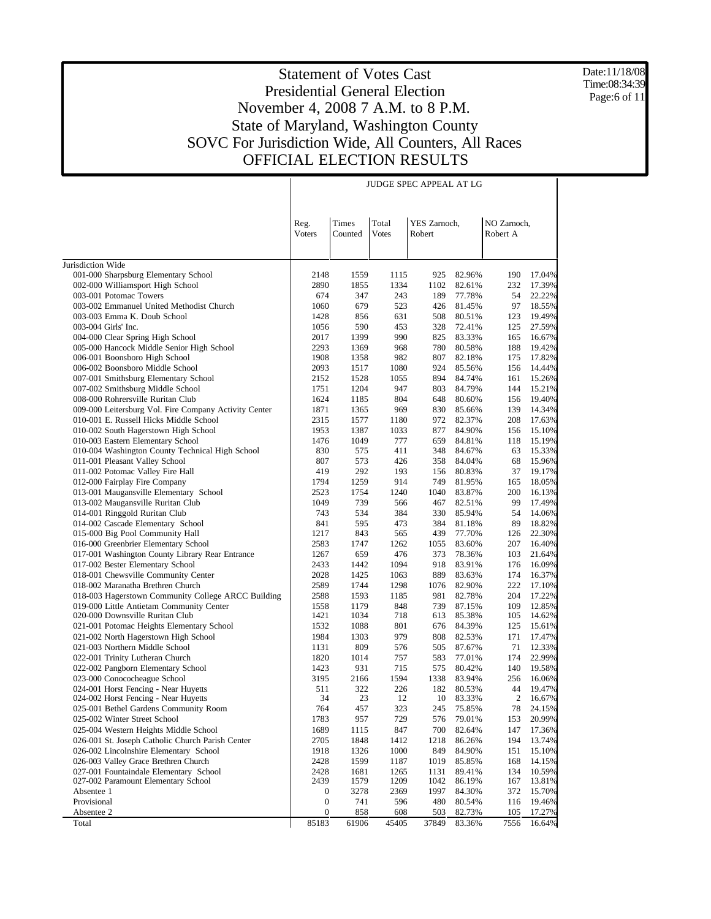# Statement of Votes Cast
## Presidential General Election
## November 4, 2008 7 A.M. to 8 P.M.
## State of Maryland, Washington County
## SOVC For Jurisdiction Wide, All Counters, All Races
## OFFICIAL ELECTION RESULTS

Date:11/18/08
Time:08:34:39

JUDGE SPEC APPEAL AT LG

| | Reg. Voters | Times Counted | Total Votes | YES Zarnoch, Robert | | NO Zarnoch, Robert A | |
|---|---|---|---|---|---|---|---|
| Jurisdiction Wide | | | | | | | |
| 001-000 Sharpsburg Elementary School | 2148 | 1559 | 1115 | 925 | 82.96% | 190 | 17.04% |
| 002-000 Williamsport High School | 2890 | 1855 | 1334 | 1102 | 82.61% | 232 | 17.39% |
| 003-001 Potomac Towers | 674 | 347 | 243 | 189 | 77.78% | 54 | 22.22% |
| 003-002 Emmanuel United Methodist Church | 1060 | 679 | 523 | 426 | 81.45% | 97 | 18.55% |
| 003-003 Emma K. Doub School | 1428 | 856 | 631 | 508 | 80.51% | 123 | 19.49% |
| 003-004 Girls' Inc. | 1056 | 590 | 453 | 328 | 72.41% | 125 | 27.59% |
| 004-000 Clear Spring High School | 2017 | 1399 | 990 | 825 | 83.33% | 165 | 16.67% |
| 005-000 Hancock Middle Senior High School | 2293 | 1369 | 968 | 780 | 80.58% | 188 | 19.42% |
| 006-001 Boonsboro High School | 1908 | 1358 | 982 | 807 | 82.18% | 175 | 17.82% |
| 006-002 Boonsboro Middle School | 2093 | 1517 | 1080 | 924 | 85.56% | 156 | 14.44% |
| 007-001 Smithsburg Elementary School | 2152 | 1528 | 1055 | 894 | 84.74% | 161 | 15.26% |
| 007-002 Smithsburg Middle School | 1751 | 1204 | 947 | 803 | 84.79% | 144 | 15.21% |
| 008-000 Rohrersville Ruritan Club | 1624 | 1185 | 804 | 648 | 80.60% | 156 | 19.40% |
| 009-000 Leitersburg Vol. Fire Company Activity Center | 1871 | 1365 | 969 | 830 | 85.66% | 139 | 14.34% |
| 010-001 E. Russell Hicks Middle School | 2315 | 1577 | 1180 | 972 | 82.37% | 208 | 17.63% |
| 010-002 South Hagerstown High School | 1953 | 1387 | 1033 | 877 | 84.90% | 156 | 15.10% |
| 010-003 Eastern Elementary School | 1476 | 1049 | 777 | 659 | 84.81% | 118 | 15.19% |
| 010-004 Washington County Technical High School | 830 | 575 | 411 | 348 | 84.67% | 63 | 15.33% |
| 011-001 Pleasant Valley School | 807 | 573 | 426 | 358 | 84.04% | 68 | 15.96% |
| 011-002 Potomac Valley Fire Hall | 419 | 292 | 193 | 156 | 80.83% | 37 | 19.17% |
| 012-000 Fairplay Fire Company | 1794 | 1259 | 914 | 749 | 81.95% | 165 | 18.05% |
| 013-001 Maugansville Elementary School | 2523 | 1754 | 1240 | 1040 | 83.87% | 200 | 16.13% |
| 013-002 Maugansville Ruritan Club | 1049 | 739 | 566 | 467 | 82.51% | 99 | 17.49% |
| 014-001 Ringgold Ruritan Club | 743 | 534 | 384 | 330 | 85.94% | 54 | 14.06% |
| 014-002 Cascade Elementary School | 841 | 595 | 473 | 384 | 81.18% | 89 | 18.82% |
| 015-000 Big Pool Community Hall | 1217 | 843 | 565 | 439 | 77.70% | 126 | 22.30% |
| 016-000 Greenbrier Elementary School | 2583 | 1747 | 1262 | 1055 | 83.60% | 207 | 16.40% |
| 017-001 Washington County Library Rear Entrance | 1267 | 659 | 476 | 373 | 78.36% | 103 | 21.64% |
| 017-002 Bester Elementary School | 2433 | 1442 | 1094 | 918 | 83.91% | 176 | 16.09% |
| 018-001 Chewsville Community Center | 2028 | 1425 | 1063 | 889 | 83.63% | 174 | 16.37% |
| 018-002 Maranatha Brethren Church | 2589 | 1744 | 1298 | 1076 | 82.90% | 222 | 17.10% |
| 018-003 Hagerstown Community College ARCC Building | 2588 | 1593 | 1185 | 981 | 82.78% | 204 | 17.22% |
| 019-000 Little Antietam Community Center | 1558 | 1179 | 848 | 739 | 87.15% | 109 | 12.85% |
| 020-000 Downsville Ruritan Club | 1421 | 1034 | 718 | 613 | 85.38% | 105 | 14.62% |
| 021-001 Potomac Heights Elementary School | 1532 | 1088 | 801 | 676 | 84.39% | 125 | 15.61% |
| 021-002 North Hagerstown High School | 1984 | 1303 | 979 | 808 | 82.53% | 171 | 17.47% |
| 021-003 Northern Middle School | 1131 | 809 | 576 | 505 | 87.67% | 71 | 12.33% |
| 022-001 Trinity Lutheran Church | 1820 | 1014 | 757 | 583 | 77.01% | 174 | 22.99% |
| 022-002 Pangborn Elementary School | 1423 | 931 | 715 | 575 | 80.42% | 140 | 19.58% |
| 023-000 Conococheague School | 3195 | 2166 | 1594 | 1338 | 83.94% | 256 | 16.06% |
| 024-001 Horst Fencing - Near Huyetts | 511 | 322 | 226 | 182 | 80.53% | 44 | 19.47% |
| 024-002 Horst Fencing - Near Huyetts | 34 | 23 | 12 | 10 | 83.33% | 2 | 16.67% |
| 025-001 Bethel Gardens Community Room | 764 | 457 | 323 | 245 | 75.85% | 78 | 24.15% |
| 025-002 Winter Street School | 1783 | 957 | 729 | 576 | 79.01% | 153 | 20.99% |
| 025-004 Western Heights Middle School | 1689 | 1115 | 847 | 700 | 82.64% | 147 | 17.36% |
| 026-001 St. Joseph Catholic Church Parish Center | 2705 | 1848 | 1412 | 1218 | 86.26% | 194 | 13.74% |
| 026-002 Lincolnshire Elementary School | 1918 | 1326 | 1000 | 849 | 84.90% | 151 | 15.10% |
| 026-003 Valley Grace Brethren Church | 2428 | 1599 | 1187 | 1019 | 85.85% | 168 | 14.15% |
| 027-001 Fountaindale Elementary School | 2428 | 1681 | 1265 | 1131 | 89.41% | 134 | 10.59% |
| 027-002 Paramount Elementary School | 2439 | 1579 | 1209 | 1042 | 86.19% | 167 | 13.81% |
| Absentee 1 | 0 | 3278 | 2369 | 1997 | 84.30% | 372 | 15.70% |
| Provisional | 0 | 741 | 596 | 480 | 80.54% | 116 | 19.46% |
| Absentee 2 | 0 | 858 | 608 | 503 | 82.73% | 105 | 17.27% |
| Total | 85183 | 61906 | 45405 | 37849 | 83.36% | 7556 | 16.64% |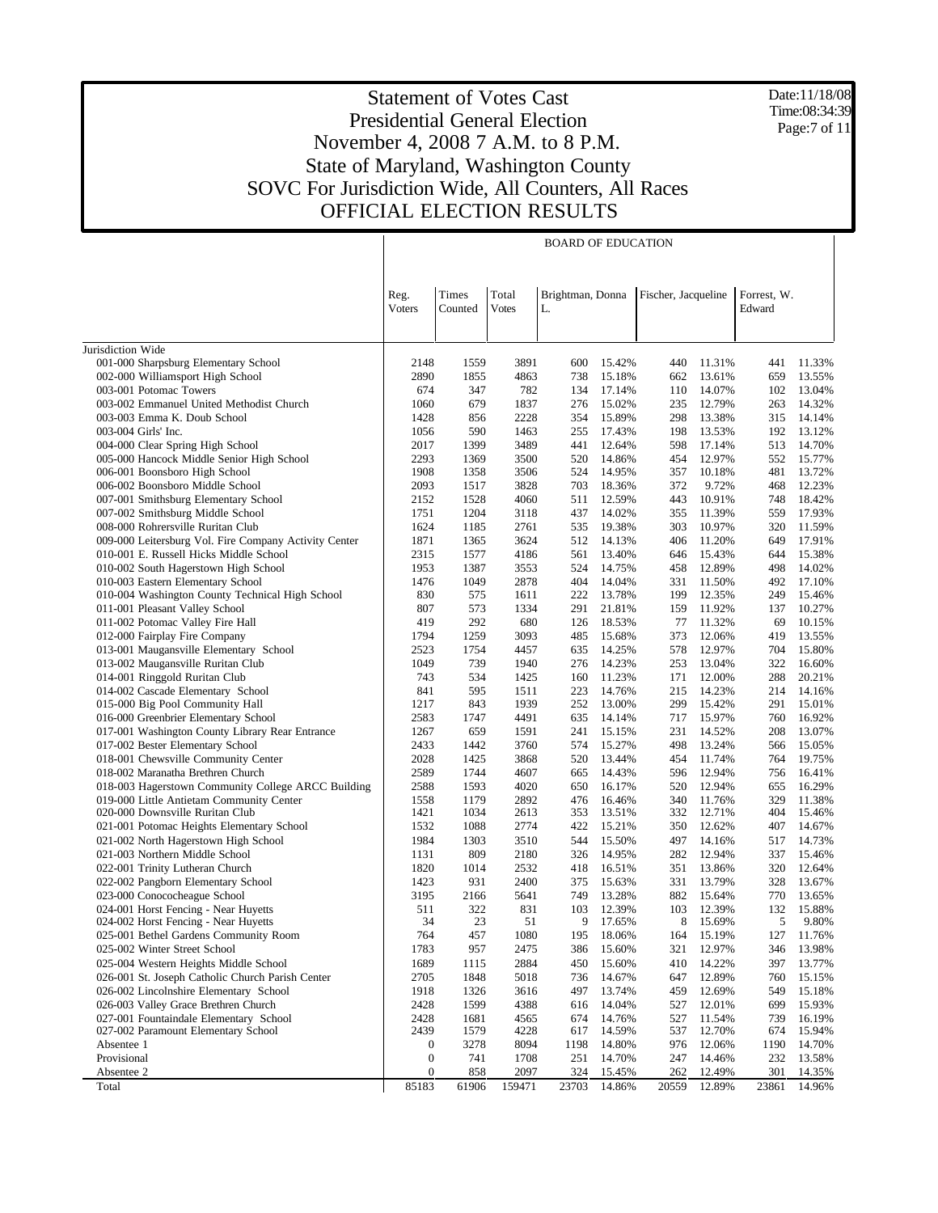# Statement of Votes Cast
## Presidential General Election
## November 4, 2008 7 A.M. to 8 P.M.
## State of Maryland, Washington County
## SOVC For Jurisdiction Wide, All Counters, All Races
## OFFICIAL ELECTION RESULTS

Date:11/18/08
Time:08:34:39

| | Reg. Voters | Times Counted | Total Votes | BOARD OF EDUCATION | | | | | |
|---|---|---|---|---|---|---|---|---|---|
| | | | | Brightman, Donna L. | | Fischer, Jacqueline | | Forrest, W. Edward | |
| Jurisdiction Wide | | | | | | | | | |
| 001-000 Sharpsburg Elementary School | 2148 | 1559 | 3891 | 600 | 15.42% | 440 | 11.31% | 441 | 11.33% |
| 002-000 Williamsport High School | 2890 | 1855 | 4863 | 738 | 15.18% | 662 | 13.61% | 659 | 13.55% |
| 003-001 Potomac Towers | 674 | 347 | 782 | 134 | 17.14% | 110 | 14.07% | 102 | 13.04% |
| 003-002 Emmanuel United Methodist Church | 1060 | 679 | 1837 | 276 | 15.02% | 235 | 12.79% | 263 | 14.32% |
| 003-003 Emma K. Doub School | 1428 | 856 | 2228 | 354 | 15.89% | 298 | 13.38% | 315 | 14.14% |
| 003-004 Girls' Inc. | 1056 | 590 | 1463 | 255 | 17.43% | 198 | 13.53% | 192 | 13.12% |
| 004-000 Clear Spring High School | 2017 | 1399 | 3489 | 441 | 12.64% | 598 | 17.14% | 513 | 14.70% |
| 005-000 Hancock Middle Senior High School | 2293 | 1369 | 3500 | 520 | 14.86% | 454 | 12.97% | 552 | 15.77% |
| 006-001 Boonsboro High School | 1908 | 1358 | 3506 | 524 | 14.95% | 357 | 10.18% | 481 | 13.72% |
| 006-002 Boonsboro Middle School | 2093 | 1517 | 3828 | 703 | 18.36% | 372 | 9.72% | 468 | 12.23% |
| 007-001 Smithsburg Elementary School | 2152 | 1528 | 4060 | 511 | 12.59% | 443 | 10.91% | 748 | 18.42% |
| 007-002 Smithsburg Middle School | 1751 | 1204 | 3118 | 437 | 14.02% | 355 | 11.39% | 559 | 17.93% |
| 008-000 Rohrersville Ruritan Club | 1624 | 1185 | 2761 | 535 | 19.38% | 303 | 10.97% | 320 | 11.59% |
| 009-000 Leitersburg Vol. Fire Company Activity Center | 1871 | 1365 | 3624 | 512 | 14.13% | 406 | 11.20% | 649 | 17.91% |
| 010-001 E. Russell Hicks Middle School | 2315 | 1577 | 4186 | 561 | 13.40% | 646 | 15.43% | 644 | 15.38% |
| 010-002 South Hagerstown High School | 1953 | 1387 | 3553 | 524 | 14.75% | 458 | 12.89% | 498 | 14.02% |
| 010-003 Eastern Elementary School | 1476 | 1049 | 2878 | 404 | 14.04% | 331 | 11.50% | 492 | 17.10% |
| 010-004 Washington County Technical High School | 830 | 575 | 1611 | 222 | 13.78% | 199 | 12.35% | 249 | 15.46% |
| 011-001 Pleasant Valley School | 807 | 573 | 1334 | 291 | 21.81% | 159 | 11.92% | 137 | 10.27% |
| 011-002 Potomac Valley Fire Hall | 419 | 292 | 680 | 126 | 18.53% | 77 | 11.32% | 69 | 10.15% |
| 012-000 Fairplay Fire Company | 1794 | 1259 | 3093 | 485 | 15.68% | 373 | 12.06% | 419 | 13.55% |
| 013-001 Maugansville Elementary School | 2523 | 1754 | 4457 | 635 | 14.25% | 578 | 12.97% | 704 | 15.80% |
| 013-002 Maugansville Ruritan Club | 1049 | 739 | 1940 | 276 | 14.23% | 253 | 13.04% | 322 | 16.60% |
| 014-001 Ringgold Ruritan Club | 743 | 534 | 1425 | 160 | 11.23% | 171 | 12.00% | 288 | 20.21% |
| 014-002 Cascade Elementary School | 841 | 595 | 1511 | 223 | 14.76% | 215 | 14.23% | 214 | 14.16% |
| 015-000 Big Pool Community Hall | 1217 | 843 | 1939 | 252 | 13.00% | 299 | 15.42% | 291 | 15.01% |
| 016-000 Greenbrier Elementary School | 2583 | 1747 | 4491 | 635 | 14.14% | 717 | 15.97% | 760 | 16.92% |
| 017-001 Washington County Library Rear Entrance | 1267 | 659 | 1591 | 241 | 15.15% | 231 | 14.52% | 208 | 13.07% |
| 017-002 Bester Elementary School | 2433 | 1442 | 3760 | 574 | 15.27% | 498 | 13.24% | 566 | 15.05% |
| 018-001 Chewsville Community Center | 2028 | 1425 | 3868 | 520 | 13.44% | 454 | 11.74% | 764 | 19.75% |
| 018-002 Maranatha Brethren Church | 2589 | 1744 | 4607 | 665 | 14.43% | 596 | 12.94% | 756 | 16.41% |
| 018-003 Hagerstown Community College ARCC Building | 2588 | 1593 | 4020 | 650 | 16.17% | 520 | 12.94% | 655 | 16.29% |
| 019-000 Little Antietam Community Center | 1558 | 1179 | 2892 | 476 | 16.46% | 340 | 11.76% | 329 | 11.38% |
| 020-000 Downsville Ruritan Club | 1421 | 1034 | 2613 | 353 | 13.51% | 332 | 12.71% | 404 | 15.46% |
| 021-001 Potomac Heights Elementary School | 1532 | 1088 | 2774 | 422 | 15.21% | 350 | 12.62% | 407 | 14.67% |
| 021-002 North Hagerstown High School | 1984 | 1303 | 3510 | 544 | 15.50% | 497 | 14.16% | 517 | 14.73% |
| 021-003 Northern Middle School | 1131 | 809 | 2180 | 326 | 14.95% | 282 | 12.94% | 337 | 15.46% |
| 022-001 Trinity Lutheran Church | 1820 | 1014 | 2532 | 418 | 16.51% | 351 | 13.86% | 320 | 12.64% |
| 022-002 Pangborn Elementary School | 1423 | 931 | 2400 | 375 | 15.63% | 331 | 13.79% | 328 | 13.67% |
| 023-000 Conococheague School | 3195 | 2166 | 5641 | 749 | 13.28% | 882 | 15.64% | 770 | 13.65% |
| 024-001 Horst Fencing - Near Huyetts | 511 | 322 | 831 | 103 | 12.39% | 103 | 12.39% | 132 | 15.88% |
| 024-002 Horst Fencing - Near Huyetts | 34 | 23 | 51 | 9 | 17.65% | 8 | 15.69% | 5 | 9.80% |
| 025-001 Bethel Gardens Community Room | 764 | 457 | 1080 | 195 | 18.06% | 164 | 15.19% | 127 | 11.76% |
| 025-002 Winter Street School | 1783 | 957 | 2475 | 386 | 15.60% | 321 | 12.97% | 346 | 13.98% |
| 025-004 Western Heights Middle School | 1689 | 1115 | 2884 | 450 | 15.60% | 410 | 14.22% | 397 | 13.77% |
| 026-001 St. Joseph Catholic Church Parish Center | 2705 | 1848 | 5018 | 736 | 14.67% | 647 | 12.89% | 760 | 15.15% |
| 026-002 Lincolnshire Elementary School | 1918 | 1326 | 3616 | 497 | 13.74% | 459 | 12.69% | 549 | 15.18% |
| 026-003 Valley Grace Brethren Church | 2428 | 1599 | 4388 | 616 | 14.04% | 527 | 12.01% | 699 | 15.93% |
| 027-001 Fountaindale Elementary School | 2428 | 1681 | 4565 | 674 | 14.76% | 527 | 11.54% | 739 | 16.19% |
| 027-002 Paramount Elementary School | 2439 | 1579 | 4228 | 617 | 14.59% | 537 | 12.70% | 674 | 15.94% |
| Absentee 1 | 0 | 3278 | 8094 | 1198 | 14.80% | 976 | 12.06% | 1190 | 14.70% |
| Provisional | 0 | 741 | 1708 | 251 | 14.70% | 247 | 14.46% | 232 | 13.58% |
| Absentee 2 | 0 | 858 | 2097 | 324 | 15.45% | 262 | 12.49% | 301 | 14.35% |
| Total | 85183 | 61906 | 159471 | 23703 | 14.86% | 20559 | 12.89% | 23861 | 14.96% |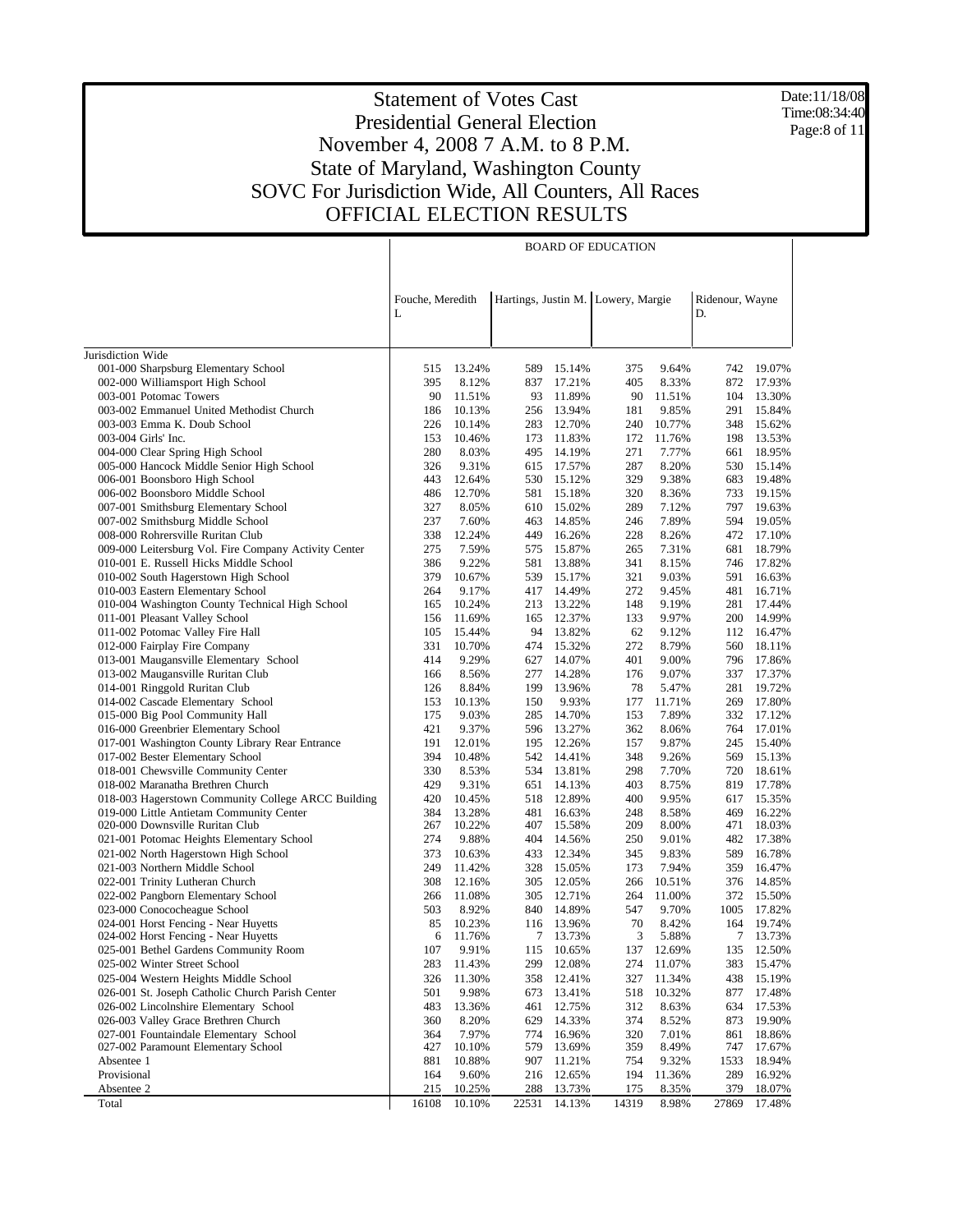# Statement of Votes Cast
## Presidential General Election
## November 4, 2008 7 A.M. to 8 P.M.
## State of Maryland, Washington County
## SOVC For Jurisdiction Wide, All Counters, All Races
## OFFICIAL ELECTION RESULTS

Date:11/18/08
Time:08:34:40

| | BOARD OF EDUCATION | | | | | | | |
|---|---|---|---|---|---|---|---|---|
| | Fouche, Meredith L | | Hartings, Justin M. | | Lowery, Margie | | Ridenour, Wayne D. | |
| Jurisdiction Wide | | | | | | | | |
| 001-000 Sharpsburg Elementary School | 515 | 13.24% | 589 | 15.14% | 375 | 9.64% | 742 | 19.07% |
| 002-000 Williamsport High School | 395 | 8.12% | 837 | 17.21% | 405 | 8.33% | 872 | 17.93% |
| 003-001 Potomac Towers | 90 | 11.51% | 93 | 11.89% | 90 | 11.51% | 104 | 13.30% |
| 003-002 Emmanuel United Methodist Church | 186 | 10.13% | 256 | 13.94% | 181 | 9.85% | 291 | 15.84% |
| 003-003 Emma K. Doub School | 226 | 10.14% | 283 | 12.70% | 240 | 10.77% | 348 | 15.62% |
| 003-004 Girls' Inc. | 153 | 10.46% | 173 | 11.83% | 172 | 11.76% | 198 | 13.53% |
| 004-000 Clear Spring High School | 280 | 8.03% | 495 | 14.19% | 271 | 7.77% | 661 | 18.95% |
| 005-000 Hancock Middle Senior High School | 326 | 9.31% | 615 | 17.57% | 287 | 8.20% | 530 | 15.14% |
| 006-001 Boonsboro High School | 443 | 12.64% | 530 | 15.12% | 329 | 9.38% | 683 | 19.48% |
| 006-002 Boonsboro Middle School | 486 | 12.70% | 581 | 15.18% | 320 | 8.36% | 733 | 19.15% |
| 007-001 Smithsburg Elementary School | 327 | 8.05% | 610 | 15.02% | 289 | 7.12% | 797 | 19.63% |
| 007-002 Smithsburg Middle School | 237 | 7.60% | 463 | 14.85% | 246 | 7.89% | 594 | 19.05% |
| 008-000 Rohrersville Ruritan Club | 338 | 12.24% | 449 | 16.26% | 228 | 8.26% | 472 | 17.10% |
| 009-000 Leitersburg Vol. Fire Company Activity Center | 275 | 7.59% | 575 | 15.87% | 265 | 7.31% | 681 | 18.79% |
| 010-001 E. Russell Hicks Middle School | 386 | 9.22% | 581 | 13.88% | 341 | 8.15% | 746 | 17.82% |
| 010-002 South Hagerstown High School | 379 | 10.67% | 539 | 15.17% | 321 | 9.03% | 591 | 16.63% |
| 010-003 Eastern Elementary School | 264 | 9.17% | 417 | 14.49% | 272 | 9.45% | 481 | 16.71% |
| 010-004 Washington County Technical High School | 165 | 10.24% | 213 | 13.22% | 148 | 9.19% | 281 | 17.44% |
| 011-001 Pleasant Valley School | 156 | 11.69% | 165 | 12.37% | 133 | 9.97% | 200 | 14.99% |
| 011-002 Potomac Valley Fire Hall | 105 | 15.44% | 94 | 13.82% | 62 | 9.12% | 112 | 16.47% |
| 012-000 Fairplay Fire Company | 331 | 10.70% | 474 | 15.32% | 272 | 8.79% | 560 | 18.11% |
| 013-001 Maugansville Elementary School | 414 | 9.29% | 627 | 14.07% | 401 | 9.00% | 796 | 17.86% |
| 013-002 Maugansville Ruritan Club | 166 | 8.56% | 277 | 14.28% | 176 | 9.07% | 337 | 17.37% |
| 014-001 Ringgold Ruritan Club | 126 | 8.84% | 199 | 13.96% | 78 | 5.47% | 281 | 19.72% |
| 014-002 Cascade Elementary School | 153 | 10.13% | 150 | 9.93% | 177 | 11.71% | 269 | 17.80% |
| 015-000 Big Pool Community Hall | 175 | 9.03% | 285 | 14.70% | 153 | 7.89% | 332 | 17.12% |
| 016-000 Greenbrier Elementary School | 421 | 9.37% | 596 | 13.27% | 362 | 8.06% | 764 | 17.01% |
| 017-001 Washington County Library Rear Entrance | 191 | 12.01% | 195 | 12.26% | 157 | 9.87% | 245 | 15.40% |
| 017-002 Bester Elementary School | 394 | 10.48% | 542 | 14.41% | 348 | 9.26% | 569 | 15.13% |
| 018-001 Chewsville Community Center | 330 | 8.53% | 534 | 13.81% | 298 | 7.70% | 720 | 18.61% |
| 018-002 Maranatha Brethren Church | 429 | 9.31% | 651 | 14.13% | 403 | 8.75% | 819 | 17.78% |
| 018-003 Hagerstown Community College ARCC Building | 420 | 10.45% | 518 | 12.89% | 400 | 9.95% | 617 | 15.35% |
| 019-000 Little Antietam Community Center | 384 | 13.28% | 481 | 16.63% | 248 | 8.58% | 469 | 16.22% |
| 020-000 Downsville Ruritan Club | 267 | 10.22% | 407 | 15.58% | 209 | 8.00% | 471 | 18.03% |
| 021-001 Potomac Heights Elementary School | 274 | 9.88% | 404 | 14.56% | 250 | 9.01% | 482 | 17.38% |
| 021-002 North Hagerstown High School | 373 | 10.63% | 433 | 12.34% | 345 | 9.83% | 589 | 16.78% |
| 021-003 Northern Middle School | 249 | 11.42% | 328 | 15.05% | 173 | 7.94% | 359 | 16.47% |
| 022-001 Trinity Lutheran Church | 308 | 12.16% | 305 | 12.05% | 266 | 10.51% | 376 | 14.85% |
| 022-002 Pangborn Elementary School | 266 | 11.08% | 305 | 12.71% | 264 | 11.00% | 372 | 15.50% |
| 023-000 Conococheague School | 503 | 8.92% | 840 | 14.89% | 547 | 9.70% | 1005 | 17.82% |
| 024-001 Horst Fencing - Near Huyetts | 85 | 10.23% | 116 | 13.96% | 70 | 8.42% | 164 | 19.74% |
| 024-002 Horst Fencing - Near Huyetts | 6 | 11.76% | 7 | 13.73% | 3 | 5.88% | 7 | 13.73% |
| 025-001 Bethel Gardens Community Room | 107 | 9.91% | 115 | 10.65% | 137 | 12.69% | 135 | 12.50% |
| 025-002 Winter Street School | 283 | 11.43% | 299 | 12.08% | 274 | 11.07% | 383 | 15.47% |
| 025-004 Western Heights Middle School | 326 | 11.30% | 358 | 12.41% | 327 | 11.34% | 438 | 15.19% |
| 026-001 St. Joseph Catholic Church Parish Center | 501 | 9.98% | 673 | 13.41% | 518 | 10.32% | 877 | 17.48% |
| 026-002 Lincolnshire Elementary School | 483 | 13.36% | 461 | 12.75% | 312 | 8.63% | 634 | 17.53% |
| 026-003 Valley Grace Brethren Church | 360 | 8.20% | 629 | 14.33% | 374 | 8.52% | 873 | 19.90% |
| 027-001 Fountaindale Elementary School | 364 | 7.97% | 774 | 16.96% | 320 | 7.01% | 861 | 18.86% |
| 027-002 Paramount Elementary School | 427 | 10.10% | 579 | 13.69% | 359 | 8.49% | 747 | 17.67% |
| Absentee 1 | 881 | 10.88% | 907 | 11.21% | 754 | 9.32% | 1533 | 18.94% |
| Provisional | 164 | 9.60% | 216 | 12.65% | 194 | 11.36% | 289 | 16.92% |
| Absentee 2 | 215 | 10.25% | 288 | 13.73% | 175 | 8.35% | 379 | 18.07% |
| Total | 16108 | 10.10% | 22531 | 14.13% | 14319 | 8.98% | 27869 | 17.48% |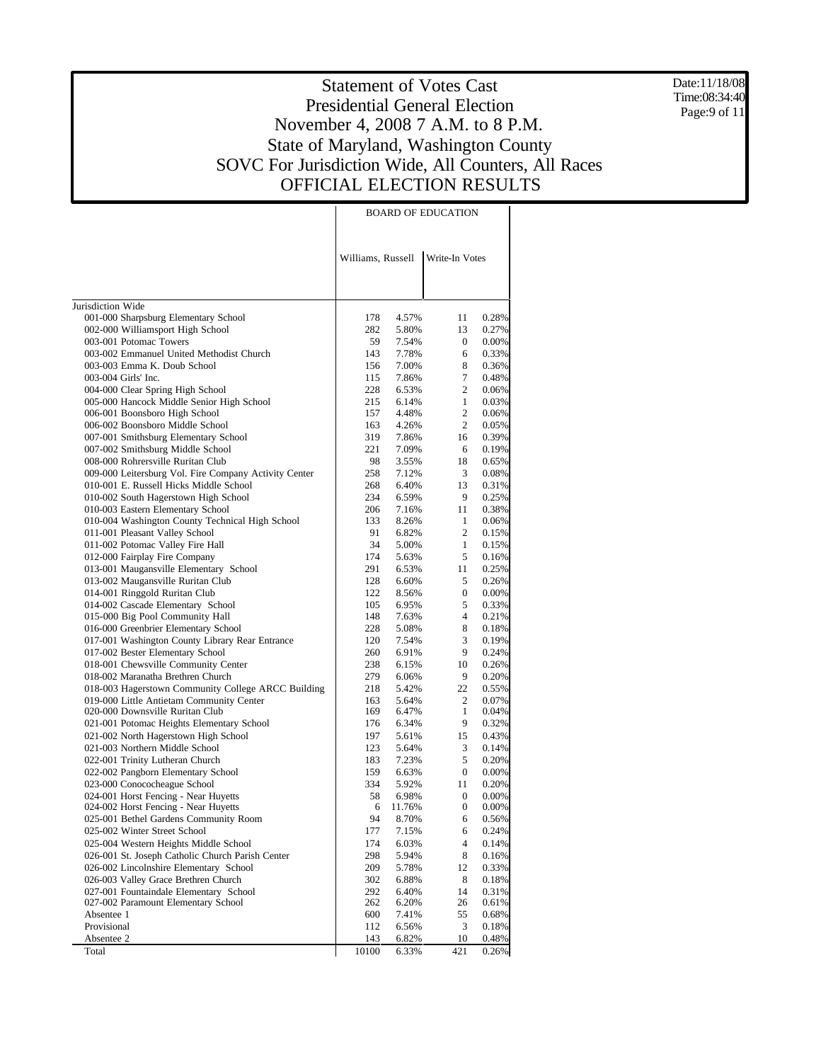# Statement of Votes Cast
## Presidential General Election
## November 4, 2008 7 A.M. to 8 P.M.
## State of Maryland, Washington County
## SOVC For Jurisdiction Wide, All Counters, All Races
## OFFICIAL ELECTION RESULTS

Date:11/18/08
Time:08:34:40

| | BOARD OF EDUCATION | | | |
|---|---|---|---|---|
| | Williams, Russell | | Write-In Votes | |
| Jurisdiction Wide | | | | |
| 001-000 Sharpsburg Elementary School | 178 | 4.57% | 11 | 0.28% |
| 002-000 Williamsport High School | 282 | 5.80% | 13 | 0.27% |
| 003-001 Potomac Towers | 59 | 7.54% | 0 | 0.00% |
| 003-002 Emmanuel United Methodist Church | 143 | 7.78% | 6 | 0.33% |
| 003-003 Emma K. Doub School | 156 | 7.00% | 8 | 0.36% |
| 003-004 Girls' Inc. | 115 | 7.86% | 7 | 0.48% |
| 004-000 Clear Spring High School | 228 | 6.53% | 2 | 0.06% |
| 005-000 Hancock Middle Senior High School | 215 | 6.14% | 1 | 0.03% |
| 006-001 Boonsboro High School | 157 | 4.48% | 2 | 0.06% |
| 006-002 Boonsboro Middle School | 163 | 4.26% | 2 | 0.05% |
| 007-001 Smithsburg Elementary School | 319 | 7.86% | 16 | 0.39% |
| 007-002 Smithsburg Middle School | 221 | 7.09% | 6 | 0.19% |
| 008-000 Rohrersville Ruritan Club | 98 | 3.55% | 18 | 0.65% |
| 009-000 Leitersburg Vol. Fire Company Activity Center | 258 | 7.12% | 3 | 0.08% |
| 010-001 E. Russell Hicks Middle School | 268 | 6.40% | 13 | 0.31% |
| 010-002 South Hagerstown High School | 234 | 6.59% | 9 | 0.25% |
| 010-003 Eastern Elementary School | 206 | 7.16% | 11 | 0.38% |
| 010-004 Washington County Technical High School | 133 | 8.26% | 1 | 0.06% |
| 011-001 Pleasant Valley School | 91 | 6.82% | 2 | 0.15% |
| 011-002 Potomac Valley Fire Hall | 34 | 5.00% | 1 | 0.15% |
| 012-000 Fairplay Fire Company | 174 | 5.63% | 5 | 0.16% |
| 013-001 Maugansville Elementary School | 291 | 6.53% | 11 | 0.25% |
| 013-002 Maugansville Ruritan Club | 128 | 6.60% | 5 | 0.26% |
| 014-001 Ringgold Ruritan Club | 122 | 8.56% | 0 | 0.00% |
| 014-002 Cascade Elementary School | 105 | 6.95% | 5 | 0.33% |
| 015-000 Big Pool Community Hall | 148 | 7.63% | 4 | 0.21% |
| 016-000 Greenbrier Elementary School | 228 | 5.08% | 8 | 0.18% |
| 017-001 Washington County Library Rear Entrance | 120 | 7.54% | 3 | 0.19% |
| 017-002 Bester Elementary School | 260 | 6.91% | 9 | 0.24% |
| 018-001 Chewsville Community Center | 238 | 6.15% | 10 | 0.26% |
| 018-002 Maranatha Brethren Church | 279 | 6.06% | 9 | 0.20% |
| 018-003 Hagerstown Community College ARCC Building | 218 | 5.42% | 22 | 0.55% |
| 019-000 Little Antietam Community Center | 163 | 5.64% | 2 | 0.07% |
| 020-000 Downsville Ruritan Club | 169 | 6.47% | 1 | 0.04% |
| 021-001 Potomac Heights Elementary School | 176 | 6.34% | 9 | 0.32% |
| 021-002 North Hagerstown High School | 197 | 5.61% | 15 | 0.43% |
| 021-003 Northern Middle School | 123 | 5.64% | 3 | 0.14% |
| 022-001 Trinity Lutheran Church | 183 | 7.23% | 5 | 0.20% |
| 022-002 Pangborn Elementary School | 159 | 6.63% | 0 | 0.00% |
| 023-000 Conococheague School | 334 | 5.92% | 11 | 0.20% |
| 024-001 Horst Fencing - Near Huyetts | 58 | 6.98% | 0 | 0.00% |
| 024-002 Horst Fencing - Near Huyetts | 6 | 11.76% | 0 | 0.00% |
| 025-001 Bethel Gardens Community Room | 94 | 8.70% | 6 | 0.56% |
| 025-002 Winter Street School | 177 | 7.15% | 6 | 0.24% |
| 025-004 Western Heights Middle School | 174 | 6.03% | 4 | 0.14% |
| 026-001 St. Joseph Catholic Church Parish Center | 298 | 5.94% | 8 | 0.16% |
| 026-002 Lincolnshire Elementary School | 209 | 5.78% | 12 | 0.33% |
| 026-003 Valley Grace Brethren Church | 302 | 6.88% | 8 | 0.18% |
| 027-001 Fountaindale Elementary School | 292 | 6.40% | 14 | 0.31% |
| 027-002 Paramount Elementary School | 262 | 6.20% | 26 | 0.61% |
| Absentee 1 | 600 | 7.41% | 55 | 0.68% |
| Provisional | 112 | 6.56% | 3 | 0.18% |
| Absentee 2 | 143 | 6.82% | 10 | 0.48% |
| Total | 10100 | 6.33% | 421 | 0.26% |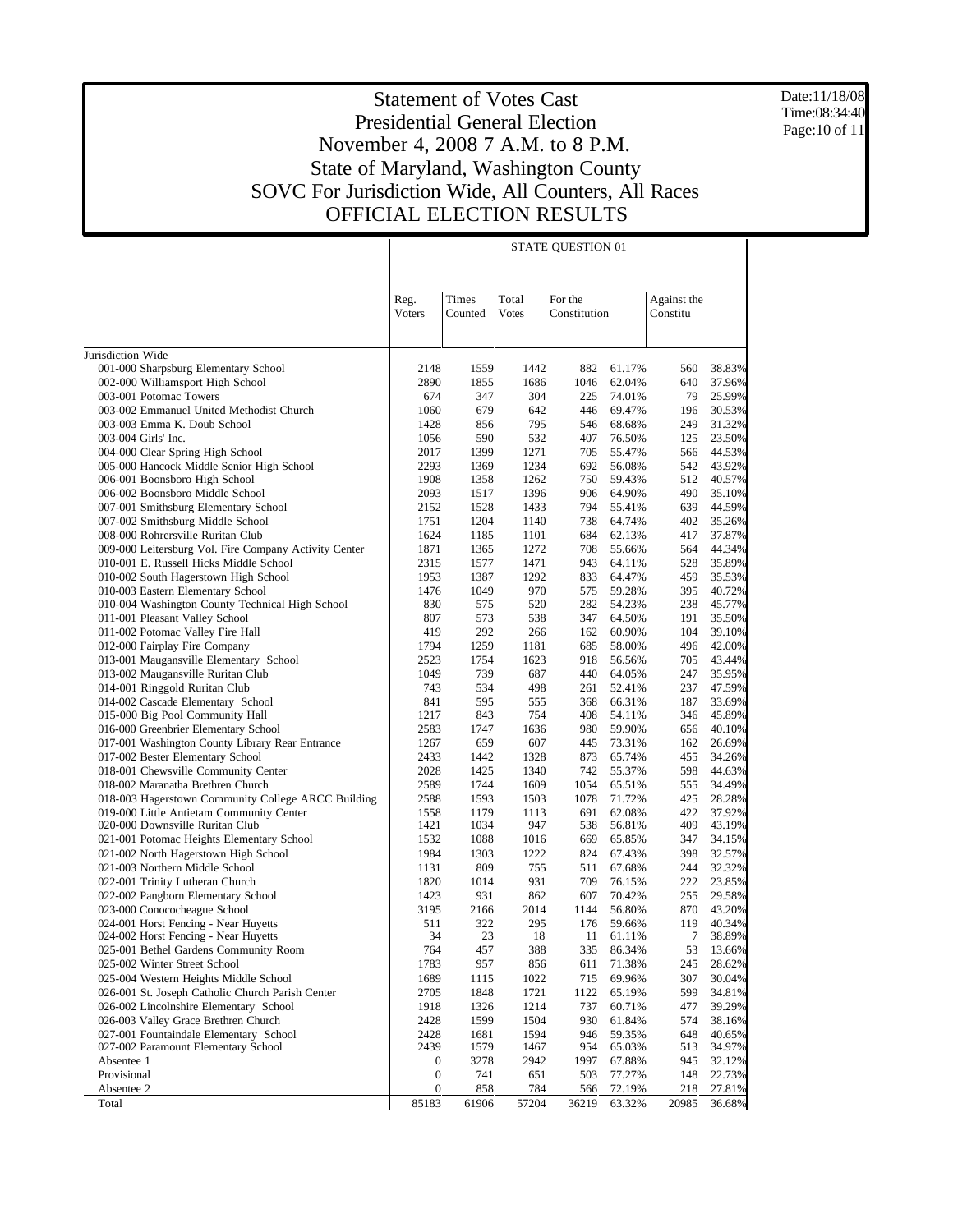# Statement of Votes Cast
# Presidential General Election
# November 4, 2008 7 A.M. to 8 P.M.
# State of Maryland, Washington County
# SOVC For Jurisdiction Wide, All Counters, All Races
# OFFICIAL ELECTION RESULTS

Date:11/18/08
Time:08:34:40

STATE QUESTION 01

| | Reg. Voters | Times Counted | Total Votes | For the Constitution | | Against the Constitu | |
|---|---|---|---|---|---|---|---|
| Jurisdiction Wide | | | | | | | |
| 001-000 Sharpsburg Elementary School | 2148 | 1559 | 1442 | 882 | 61.17% | 560 | 38.83% |
| 002-000 Williamsport High School | 2890 | 1855 | 1686 | 1046 | 62.04% | 640 | 37.96% |
| 003-001 Potomac Towers | 674 | 347 | 304 | 225 | 74.01% | 79 | 25.99% |
| 003-002 Emmanuel United Methodist Church | 1060 | 679 | 642 | 446 | 69.47% | 196 | 30.53% |
| 003-003 Emma K. Doub School | 1428 | 856 | 795 | 546 | 68.68% | 249 | 31.32% |
| 003-004 Girls' Inc. | 1056 | 590 | 532 | 407 | 76.50% | 125 | 23.50% |
| 004-000 Clear Spring High School | 2017 | 1399 | 1271 | 705 | 55.47% | 566 | 44.53% |
| 005-000 Hancock Middle Senior High School | 2293 | 1369 | 1234 | 692 | 56.08% | 542 | 43.92% |
| 006-001 Boonsboro High School | 1908 | 1358 | 1262 | 750 | 59.43% | 512 | 40.57% |
| 006-002 Boonsboro Middle School | 2093 | 1517 | 1396 | 906 | 64.90% | 490 | 35.10% |
| 007-001 Smithsburg Elementary School | 2152 | 1528 | 1433 | 794 | 55.41% | 639 | 44.59% |
| 007-002 Smithsburg Middle School | 1751 | 1204 | 1140 | 738 | 64.74% | 402 | 35.26% |
| 008-000 Rohrersville Ruritan Club | 1624 | 1185 | 1101 | 684 | 62.13% | 417 | 37.87% |
| 009-000 Leitersburg Vol. Fire Company Activity Center | 1871 | 1365 | 1272 | 708 | 55.66% | 564 | 44.34% |
| 010-001 E. Russell Hicks Middle School | 2315 | 1577 | 1471 | 943 | 64.11% | 528 | 35.89% |
| 010-002 South Hagerstown High School | 1953 | 1387 | 1292 | 833 | 64.47% | 459 | 35.53% |
| 010-003 Eastern Elementary School | 1476 | 1049 | 970 | 575 | 59.28% | 395 | 40.72% |
| 010-004 Washington County Technical High School | 830 | 575 | 520 | 282 | 54.23% | 238 | 45.77% |
| 011-001 Pleasant Valley School | 807 | 573 | 538 | 347 | 64.50% | 191 | 35.50% |
| 011-002 Potomac Valley Fire Hall | 419 | 292 | 266 | 162 | 60.90% | 104 | 39.10% |
| 012-000 Fairplay Fire Company | 1794 | 1259 | 1181 | 685 | 58.00% | 496 | 42.00% |
| 013-001 Maugansville Elementary School | 2523 | 1754 | 1623 | 918 | 56.56% | 705 | 43.44% |
| 013-002 Maugansville Ruritan Club | 1049 | 739 | 687 | 440 | 64.05% | 247 | 35.95% |
| 014-001 Ringgold Ruritan Club | 743 | 534 | 498 | 261 | 52.41% | 237 | 47.59% |
| 014-002 Cascade Elementary School | 841 | 595 | 555 | 368 | 66.31% | 187 | 33.69% |
| 015-000 Big Pool Community Hall | 1217 | 843 | 754 | 408 | 54.11% | 346 | 45.89% |
| 016-000 Greenbrier Elementary School | 2583 | 1747 | 1636 | 980 | 59.90% | 656 | 40.10% |
| 017-001 Washington County Library Rear Entrance | 1267 | 659 | 607 | 445 | 73.31% | 162 | 26.69% |
| 017-002 Bester Elementary School | 2433 | 1442 | 1328 | 873 | 65.74% | 455 | 34.26% |
| 018-001 Chewsville Community Center | 2028 | 1425 | 1340 | 742 | 55.37% | 598 | 44.63% |
| 018-002 Maranatha Brethren Church | 2589 | 1744 | 1609 | 1054 | 65.51% | 555 | 34.49% |
| 018-003 Hagerstown Community College ARCC Building | 2588 | 1593 | 1503 | 1078 | 71.72% | 425 | 28.28% |
| 019-000 Little Antietam Community Center | 1558 | 1179 | 1113 | 691 | 62.08% | 422 | 37.92% |
| 020-000 Downsville Ruritan Club | 1421 | 1034 | 947 | 538 | 56.81% | 409 | 43.19% |
| 021-001 Potomac Heights Elementary School | 1532 | 1088 | 1016 | 669 | 65.85% | 347 | 34.15% |
| 021-002 North Hagerstown High School | 1984 | 1303 | 1222 | 824 | 67.43% | 398 | 32.57% |
| 021-003 Northern Middle School | 1131 | 809 | 755 | 511 | 67.68% | 244 | 32.32% |
| 022-001 Trinity Lutheran Church | 1820 | 1014 | 931 | 709 | 76.15% | 222 | 23.85% |
| 022-002 Pangborn Elementary School | 1423 | 931 | 862 | 607 | 70.42% | 255 | 29.58% |
| 023-000 Conococheague School | 3195 | 2166 | 2014 | 1144 | 56.80% | 870 | 43.20% |
| 024-001 Horst Fencing - Near Huyetts | 511 | 322 | 295 | 176 | 59.66% | 119 | 40.34% |
| 024-002 Horst Fencing - Near Huyetts | 34 | 23 | 18 | 11 | 61.11% | 7 | 38.89% |
| 025-001 Bethel Gardens Community Room | 764 | 457 | 388 | 335 | 86.34% | 53 | 13.66% |
| 025-002 Winter Street School | 1783 | 957 | 856 | 611 | 71.38% | 245 | 28.62% |
| 025-004 Western Heights Middle School | 1689 | 1115 | 1022 | 715 | 69.96% | 307 | 30.04% |
| 026-001 St. Joseph Catholic Church Parish Center | 2705 | 1848 | 1721 | 1122 | 65.19% | 599 | 34.81% |
| 026-002 Lincolnshire Elementary School | 1918 | 1326 | 1214 | 737 | 60.71% | 477 | 39.29% |
| 026-003 Valley Grace Brethren Church | 2428 | 1599 | 1504 | 930 | 61.84% | 574 | 38.16% |
| 027-001 Fountaindale Elementary School | 2428 | 1681 | 1594 | 946 | 59.35% | 648 | 40.65% |
| 027-002 Paramount Elementary School | 2439 | 1579 | 1467 | 954 | 65.03% | 513 | 34.97% |
| Absentee 1 | 0 | 3278 | 2942 | 1997 | 67.88% | 945 | 32.12% |
| Provisional | 0 | 741 | 651 | 503 | 77.27% | 148 | 22.73% |
| Absentee 2 | 0 | 858 | 784 | 566 | 72.19% | 218 | 27.81% |
| Total | 85183 | 61906 | 57204 | 36219 | 63.32% | 20985 | 36.68% |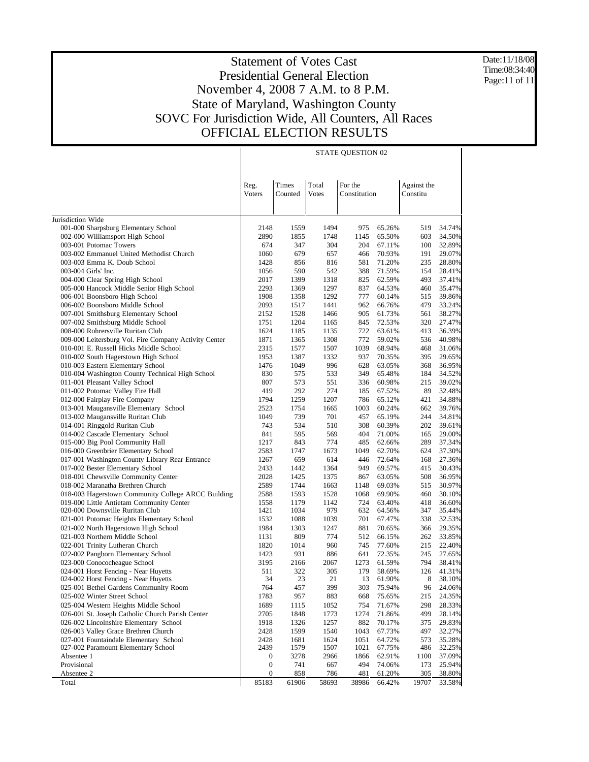# Statement of Votes Cast
# Presidential General Election
# November 4, 2008 7 A.M. to 8 P.M.
# State of Maryland, Washington County
# SOVC For Jurisdiction Wide, All Counters, All Races
# OFFICIAL ELECTION RESULTS

Date:11/18/08
Time:08:34:40

STATE QUESTION 02

| | Reg. Voters | Times Counted | Total Votes | For the Constitution | | Against the Constitu | |
|---|---|---|---|---|---|---|---|
| Jurisdiction Wide | | | | | | | |
| 001-000 Sharpsburg Elementary School | 2148 | 1559 | 1494 | 975 | 65.26% | 519 | 34.74% |
| 002-000 Williamsport High School | 2890 | 1855 | 1748 | 1145 | 65.50% | 603 | 34.50% |
| 003-001 Potomac Towers | 674 | 347 | 304 | 204 | 67.11% | 100 | 32.89% |
| 003-002 Emmanuel United Methodist Church | 1060 | 679 | 657 | 466 | 70.93% | 191 | 29.07% |
| 003-003 Emma K. Doub School | 1428 | 856 | 816 | 581 | 71.20% | 235 | 28.80% |
| 003-004 Girls' Inc. | 1056 | 590 | 542 | 388 | 71.59% | 154 | 28.41% |
| 004-000 Clear Spring High School | 2017 | 1399 | 1318 | 825 | 62.59% | 493 | 37.41% |
| 005-000 Hancock Middle Senior High School | 2293 | 1369 | 1297 | 837 | 64.53% | 460 | 35.47% |
| 006-001 Boonsboro High School | 1908 | 1358 | 1292 | 777 | 60.14% | 515 | 39.86% |
| 006-002 Boonsboro Middle School | 2093 | 1517 | 1441 | 962 | 66.76% | 479 | 33.24% |
| 007-001 Smithsburg Elementary School | 2152 | 1528 | 1466 | 905 | 61.73% | 561 | 38.27% |
| 007-002 Smithsburg Middle School | 1751 | 1204 | 1165 | 845 | 72.53% | 320 | 27.47% |
| 008-000 Rohrersville Ruritan Club | 1624 | 1185 | 1135 | 722 | 63.61% | 413 | 36.39% |
| 009-000 Leitersburg Vol. Fire Company Activity Center | 1871 | 1365 | 1308 | 772 | 59.02% | 536 | 40.98% |
| 010-001 E. Russell Hicks Middle School | 2315 | 1577 | 1507 | 1039 | 68.94% | 468 | 31.06% |
| 010-002 South Hagerstown High School | 1953 | 1387 | 1332 | 937 | 70.35% | 395 | 29.65% |
| 010-003 Eastern Elementary School | 1476 | 1049 | 996 | 628 | 63.05% | 368 | 36.95% |
| 010-004 Washington County Technical High School | 830 | 575 | 533 | 349 | 65.48% | 184 | 34.52% |
| 011-001 Pleasant Valley School | 807 | 573 | 551 | 336 | 60.98% | 215 | 39.02% |
| 011-002 Potomac Valley Fire Hall | 419 | 292 | 274 | 185 | 67.52% | 89 | 32.48% |
| 012-000 Fairplay Fire Company | 1794 | 1259 | 1207 | 786 | 65.12% | 421 | 34.88% |
| 013-001 Maugansville Elementary School | 2523 | 1754 | 1665 | 1003 | 60.24% | 662 | 39.76% |
| 013-002 Maugansville Ruritan Club | 1049 | 739 | 701 | 457 | 65.19% | 244 | 34.81% |
| 014-001 Ringgold Ruritan Club | 743 | 534 | 510 | 308 | 60.39% | 202 | 39.61% |
| 014-002 Cascade Elementary School | 841 | 595 | 569 | 404 | 71.00% | 165 | 29.00% |
| 015-000 Big Pool Community Hall | 1217 | 843 | 774 | 485 | 62.66% | 289 | 37.34% |
| 016-000 Greenbrier Elementary School | 2583 | 1747 | 1673 | 1049 | 62.70% | 624 | 37.30% |
| 017-001 Washington County Library Rear Entrance | 1267 | 659 | 614 | 446 | 72.64% | 168 | 27.36% |
| 017-002 Bester Elementary School | 2433 | 1442 | 1364 | 949 | 69.57% | 415 | 30.43% |
| 018-001 Chewsville Community Center | 2028 | 1425 | 1375 | 867 | 63.05% | 508 | 36.95% |
| 018-002 Maranatha Brethren Church | 2589 | 1744 | 1663 | 1148 | 69.03% | 515 | 30.97% |
| 018-003 Hagerstown Community College ARCC Building | 2588 | 1593 | 1528 | 1068 | 69.90% | 460 | 30.10% |
| 019-000 Little Antietam Community Center | 1558 | 1179 | 1142 | 724 | 63.40% | 418 | 36.60% |
| 020-000 Downsville Ruritan Club | 1421 | 1034 | 979 | 632 | 64.56% | 347 | 35.44% |
| 021-001 Potomac Heights Elementary School | 1532 | 1088 | 1039 | 701 | 67.47% | 338 | 32.53% |
| 021-002 North Hagerstown High School | 1984 | 1303 | 1247 | 881 | 70.65% | 366 | 29.35% |
| 021-003 Northern Middle School | 1131 | 809 | 774 | 512 | 66.15% | 262 | 33.85% |
| 022-001 Trinity Lutheran Church | 1820 | 1014 | 960 | 745 | 77.60% | 215 | 22.40% |
| 022-002 Pangborn Elementary School | 1423 | 931 | 886 | 641 | 72.35% | 245 | 27.65% |
| 023-000 Conococheague School | 3195 | 2166 | 2067 | 1273 | 61.59% | 794 | 38.41% |
| 024-001 Horst Fencing - Near Huyetts | 511 | 322 | 305 | 179 | 58.69% | 126 | 41.31% |
| 024-002 Horst Fencing - Near Huyetts | 34 | 23 | 21 | 13 | 61.90% | 8 | 38.10% |
| 025-001 Bethel Gardens Community Room | 764 | 457 | 399 | 303 | 75.94% | 96 | 24.06% |
| 025-002 Winter Street School | 1783 | 957 | 883 | 668 | 75.65% | 215 | 24.35% |
| 025-004 Western Heights Middle School | 1689 | 1115 | 1052 | 754 | 71.67% | 298 | 28.33% |
| 026-001 St. Joseph Catholic Church Parish Center | 2705 | 1848 | 1773 | 1274 | 71.86% | 499 | 28.14% |
| 026-002 Lincolnshire Elementary School | 1918 | 1326 | 1257 | 882 | 70.17% | 375 | 29.83% |
| 026-003 Valley Grace Brethren Church | 2428 | 1599 | 1540 | 1043 | 67.73% | 497 | 32.27% |
| 027-001 Fountaindale Elementary School | 2428 | 1681 | 1624 | 1051 | 64.72% | 573 | 35.28% |
| 027-002 Paramount Elementary School | 2439 | 1579 | 1507 | 1021 | 67.75% | 486 | 32.25% |
| Absentee 1 | 0 | 3278 | 2966 | 1866 | 62.91% | 1100 | 37.09% |
| Provisional | 0 | 741 | 667 | 494 | 74.06% | 173 | 25.94% |
| Absentee 2 | 0 | 858 | 786 | 481 | 61.20% | 305 | 38.80% |
| Total | 85183 | 61906 | 58693 | 38986 | 66.42% | 19707 | 33.58% |